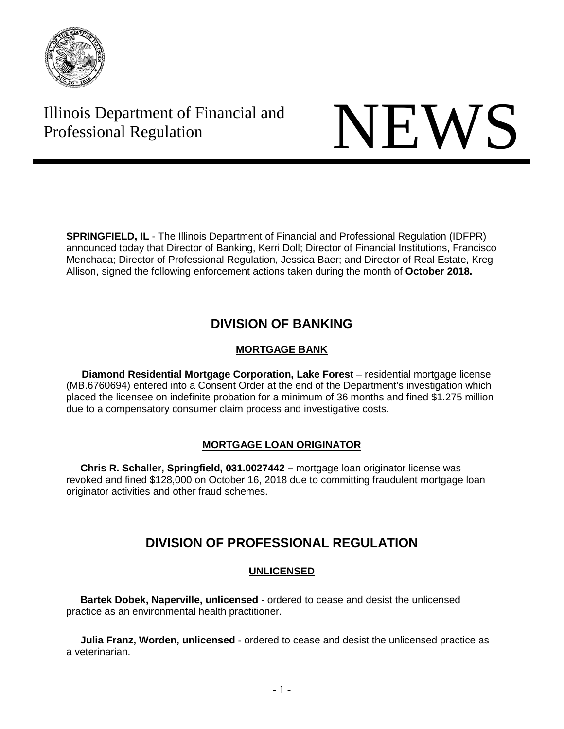Illinois Department of Financial and Professional Regulation

# NEWS

**SPRINGFIELD, IL** - The Illinois Department of Financial and Professional Regulation (IDFPR) announced today that Director of Banking, Kerri Doll; Director of Financial Institutions, Francisco Menchaca; Director of Professional Regulation, Jessica Baer; and Director of Real Estate, Kreg Allison, signed the following enforcement actions taken during the month of **October 2018.**

## DIVISION OF BANKING

### MORTGAGE BANK

**Diamond Residential Mortgage Corporation, Lake Forest** – residential mortgage license (MB.6760694) entered into a Consent Order at the end of the Department's investigation which placed the licensee on indefinite probation for a minimum of 36 months and fined $1.275 million due to a compensatory consumer claim process and investigative costs.

### MORTGAGE LOAN ORIGINATOR

**Chris R. Schaller, Springfield, 031.0027442 –** mortgage loan originator license was revoked and fined $128,000 on October 16, 2018 due to committing fraudulent mortgage loan originator activities and other fraud schemes.

## DIVISION OF PROFESSIONAL REGULATION

### UNLICENSED

**Bartek Dobek, Naperville, unlicensed** - ordered to cease and desist the unlicensed practice as an environmental health practitioner.

**Julia Franz, Worden, unlicensed** - ordered to cease and desist the unlicensed practice as a veterinarian.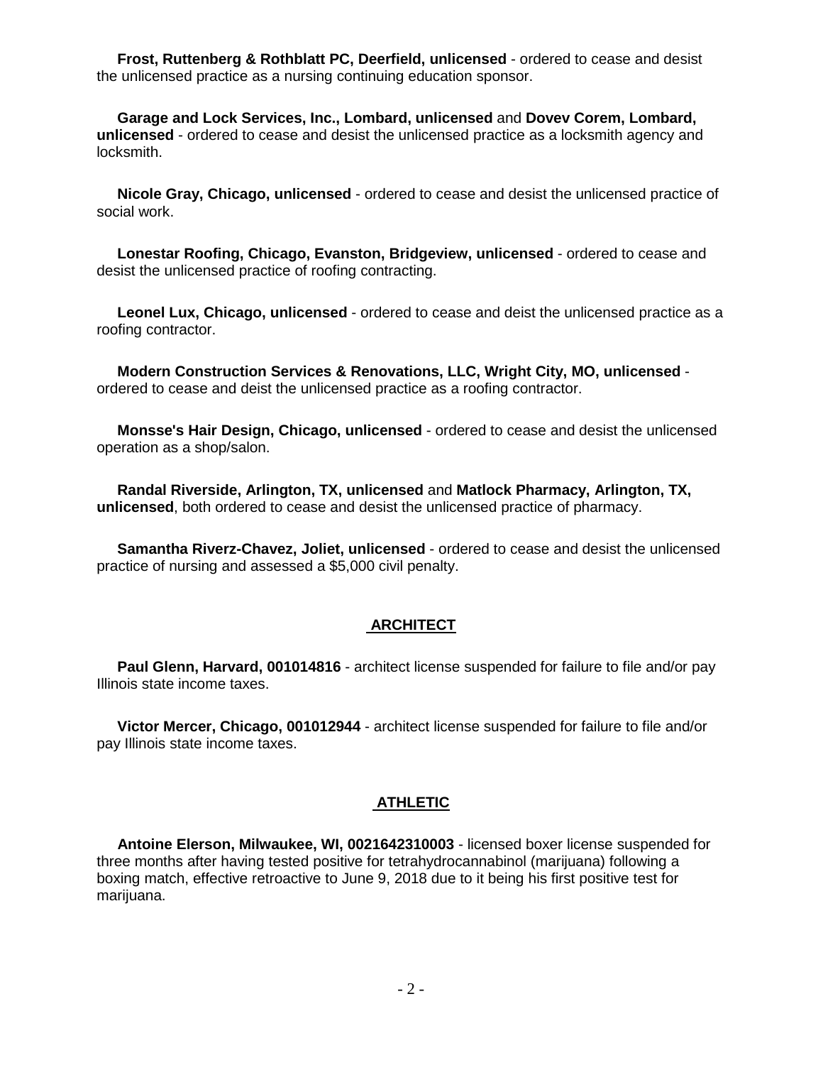**Frost, Ruttenberg & Rothblatt PC, Deerfield, unlicensed** - ordered to cease and desist the unlicensed practice as a nursing continuing education sponsor.

**Garage and Lock Services, Inc., Lombard, unlicensed** and **Dovev Corem, Lombard, unlicensed** - ordered to cease and desist the unlicensed practice as a locksmith agency and locksmith.

**Nicole Gray, Chicago, unlicensed** - ordered to cease and desist the unlicensed practice of social work.

**Lonestar Roofing, Chicago, Evanston, Bridgeview, unlicensed** - ordered to cease and desist the unlicensed practice of roofing contracting.

**Leonel Lux, Chicago, unlicensed** - ordered to cease and deist the unlicensed practice as a roofing contractor.

**Modern Construction Services & Renovations, LLC, Wright City, MO, unlicensed** - ordered to cease and deist the unlicensed practice as a roofing contractor.

**Monsse's Hair Design, Chicago, unlicensed** - ordered to cease and desist the unlicensed operation as a shop/salon.

**Randal Riverside, Arlington, TX, unlicensed** and **Matlock Pharmacy, Arlington, TX, unlicensed**, both ordered to cease and desist the unlicensed practice of pharmacy.

**Samantha Riverz-Chavez, Joliet, unlicensed** - ordered to cease and desist the unlicensed practice of nursing and assessed a $5,000 civil penalty.

## ARCHITECT

**Paul Glenn, Harvard, 001014816** - architect license suspended for failure to file and/or pay Illinois state income taxes.

**Victor Mercer, Chicago, 001012944** - architect license suspended for failure to file and/or pay Illinois state income taxes.

## ATHLETIC

**Antoine Elerson, Milwaukee, WI, 0021642310003** - licensed boxer license suspended for three months after having tested positive for tetrahydrocannabinol (marijuana) following a boxing match, effective retroactive to June 9, 2018 due to it being his first positive test for marijuana.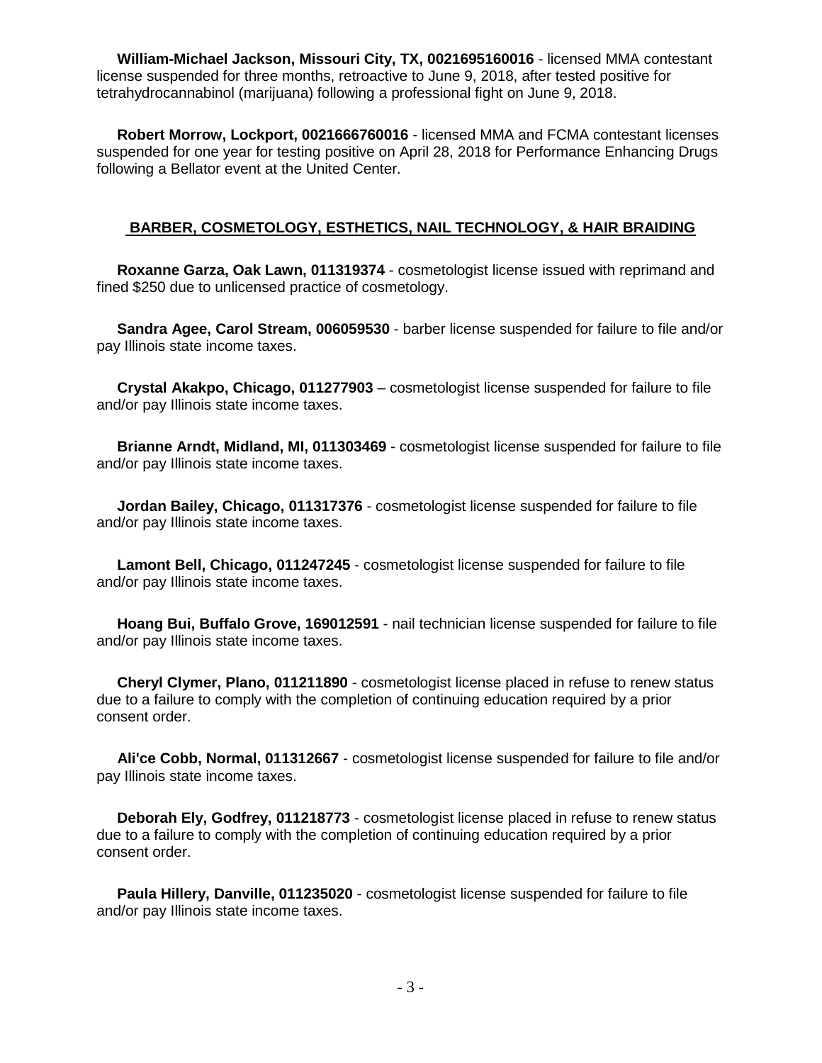**William-Michael Jackson, Missouri City, TX, 0021695160016** - licensed MMA contestant license suspended for three months, retroactive to June 9, 2018, after tested positive for tetrahydrocannabinol (marijuana) following a professional fight on June 9, 2018.

**Robert Morrow, Lockport, 0021666760016** - licensed MMA and FCMA contestant licenses suspended for one year for testing positive on April 28, 2018 for Performance Enhancing Drugs following a Bellator event at the United Center.

## BARBER, COSMETOLOGY, ESTHETICS, NAIL TECHNOLOGY, & HAIR BRAIDING

**Roxanne Garza, Oak Lawn, 011319374** - cosmetologist license issued with reprimand and fined $250 due to unlicensed practice of cosmetology.

**Sandra Agee, Carol Stream, 006059530** - barber license suspended for failure to file and/or pay Illinois state income taxes.

**Crystal Akakpo, Chicago, 011277903** – cosmetologist license suspended for failure to file and/or pay Illinois state income taxes.

**Brianne Arndt, Midland, MI, 011303469** - cosmetologist license suspended for failure to file and/or pay Illinois state income taxes.

**Jordan Bailey, Chicago, 011317376** - cosmetologist license suspended for failure to file and/or pay Illinois state income taxes.

**Lamont Bell, Chicago, 011247245** - cosmetologist license suspended for failure to file and/or pay Illinois state income taxes.

**Hoang Bui, Buffalo Grove, 169012591** - nail technician license suspended for failure to file and/or pay Illinois state income taxes.

**Cheryl Clymer, Plano, 011211890** - cosmetologist license placed in refuse to renew status due to a failure to comply with the completion of continuing education required by a prior consent order.

**Ali'ce Cobb, Normal, 011312667** - cosmetologist license suspended for failure to file and/or pay Illinois state income taxes.

**Deborah Ely, Godfrey, 011218773** - cosmetologist license placed in refuse to renew status due to a failure to comply with the completion of continuing education required by a prior consent order.

**Paula Hillery, Danville, 011235020** - cosmetologist license suspended for failure to file and/or pay Illinois state income taxes.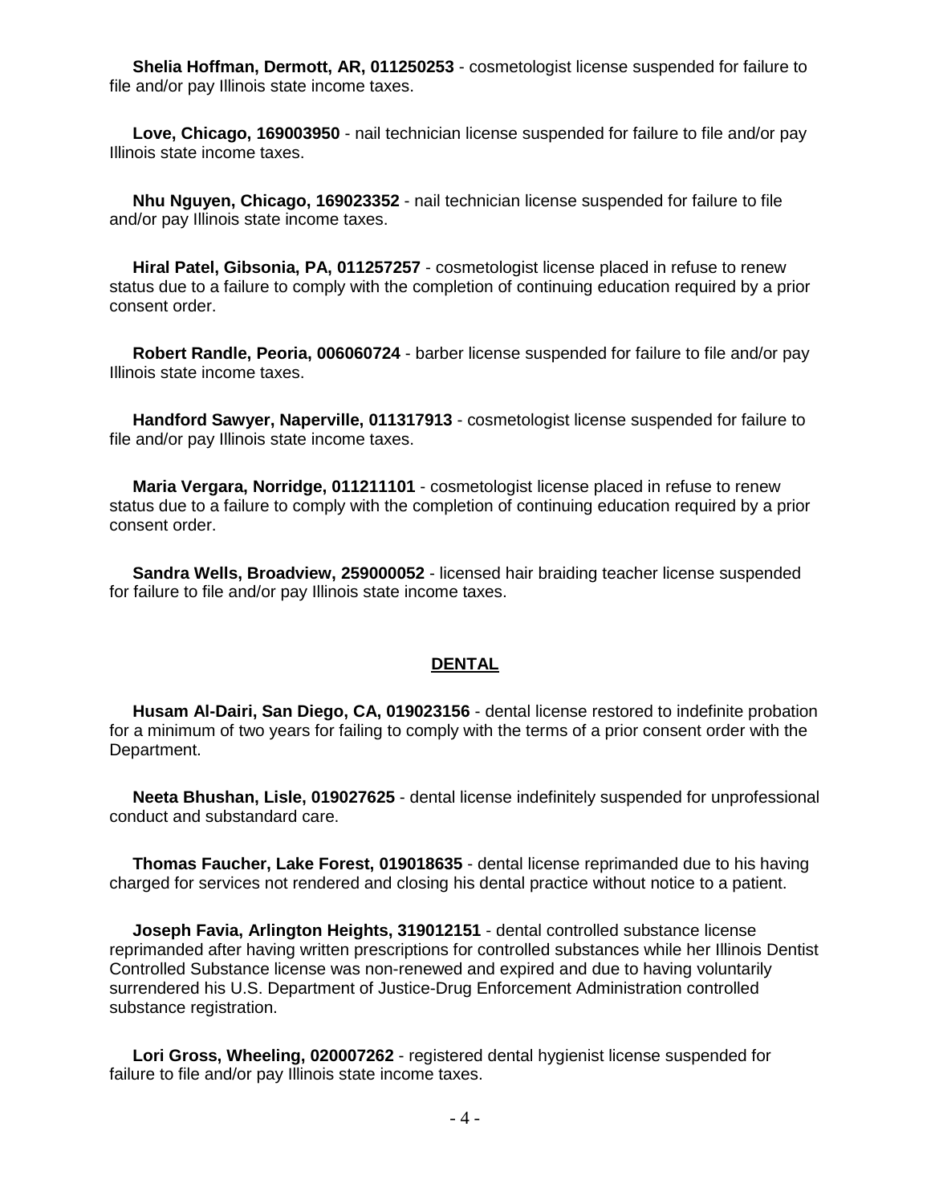**Shelia Hoffman, Dermott, AR, 011250253** - cosmetologist license suspended for failure to file and/or pay Illinois state income taxes.

**Love, Chicago, 169003950** - nail technician license suspended for failure to file and/or pay Illinois state income taxes.

**Nhu Nguyen, Chicago, 169023352** - nail technician license suspended for failure to file and/or pay Illinois state income taxes.

**Hiral Patel, Gibsonia, PA, 011257257** - cosmetologist license placed in refuse to renew status due to a failure to comply with the completion of continuing education required by a prior consent order.

**Robert Randle, Peoria, 006060724** - barber license suspended for failure to file and/or pay Illinois state income taxes.

**Handford Sawyer, Naperville, 011317913** - cosmetologist license suspended for failure to file and/or pay Illinois state income taxes.

**Maria Vergara, Norridge, 011211101** - cosmetologist license placed in refuse to renew status due to a failure to comply with the completion of continuing education required by a prior consent order.

**Sandra Wells, Broadview, 259000052** - licensed hair braiding teacher license suspended for failure to file and/or pay Illinois state income taxes.

## DENTAL

**Husam Al-Dairi, San Diego, CA, 019023156** - dental license restored to indefinite probation for a minimum of two years for failing to comply with the terms of a prior consent order with the Department.

**Neeta Bhushan, Lisle, 019027625** - dental license indefinitely suspended for unprofessional conduct and substandard care.

**Thomas Faucher, Lake Forest, 019018635** - dental license reprimanded due to his having charged for services not rendered and closing his dental practice without notice to a patient.

**Joseph Favia, Arlington Heights, 319012151** - dental controlled substance license reprimanded after having written prescriptions for controlled substances while her Illinois Dentist Controlled Substance license was non-renewed and expired and due to having voluntarily surrendered his U.S. Department of Justice-Drug Enforcement Administration controlled substance registration.

**Lori Gross, Wheeling, 020007262** - registered dental hygienist license suspended for failure to file and/or pay Illinois state income taxes.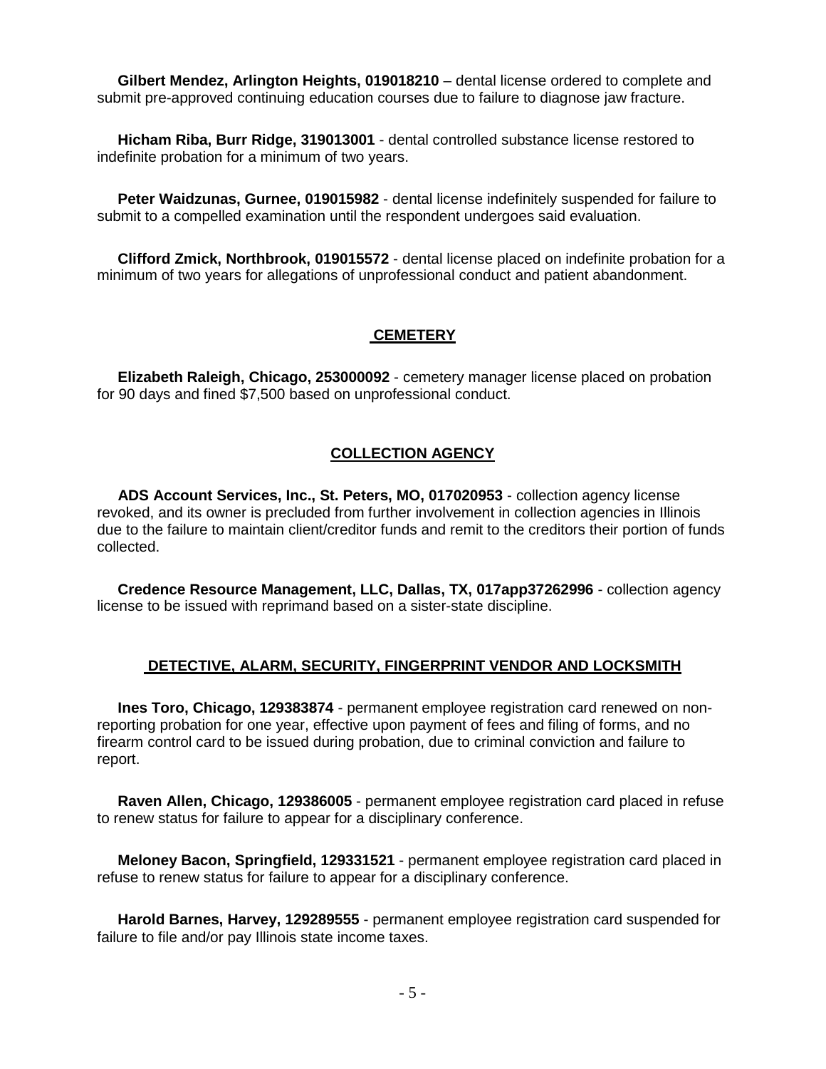**Gilbert Mendez, Arlington Heights, 019018210** – dental license ordered to complete and submit pre-approved continuing education courses due to failure to diagnose jaw fracture.

**Hicham Riba, Burr Ridge, 319013001** - dental controlled substance license restored to indefinite probation for a minimum of two years.

**Peter Waidzunas, Gurnee, 019015982** - dental license indefinitely suspended for failure to submit to a compelled examination until the respondent undergoes said evaluation.

**Clifford Zmick, Northbrook, 019015572** - dental license placed on indefinite probation for a minimum of two years for allegations of unprofessional conduct and patient abandonment.

## CEMETERY

**Elizabeth Raleigh, Chicago, 253000092** - cemetery manager license placed on probation for 90 days and fined $7,500 based on unprofessional conduct.

## COLLECTION AGENCY

**ADS Account Services, Inc., St. Peters, MO, 017020953** - collection agency license revoked, and its owner is precluded from further involvement in collection agencies in Illinois due to the failure to maintain client/creditor funds and remit to the creditors their portion of funds collected.

**Credence Resource Management, LLC, Dallas, TX, 017app37262996** - collection agency license to be issued with reprimand based on a sister-state discipline.

## DETECTIVE, ALARM, SECURITY, FINGERPRINT VENDOR AND LOCKSMITH

**Ines Toro, Chicago, 129383874** - permanent employee registration card renewed on non-reporting probation for one year, effective upon payment of fees and filing of forms, and no firearm control card to be issued during probation, due to criminal conviction and failure to report.

**Raven Allen, Chicago, 129386005** - permanent employee registration card placed in refuse to renew status for failure to appear for a disciplinary conference.

**Meloney Bacon, Springfield, 129331521** - permanent employee registration card placed in refuse to renew status for failure to appear for a disciplinary conference.

**Harold Barnes, Harvey, 129289555** - permanent employee registration card suspended for failure to file and/or pay Illinois state income taxes.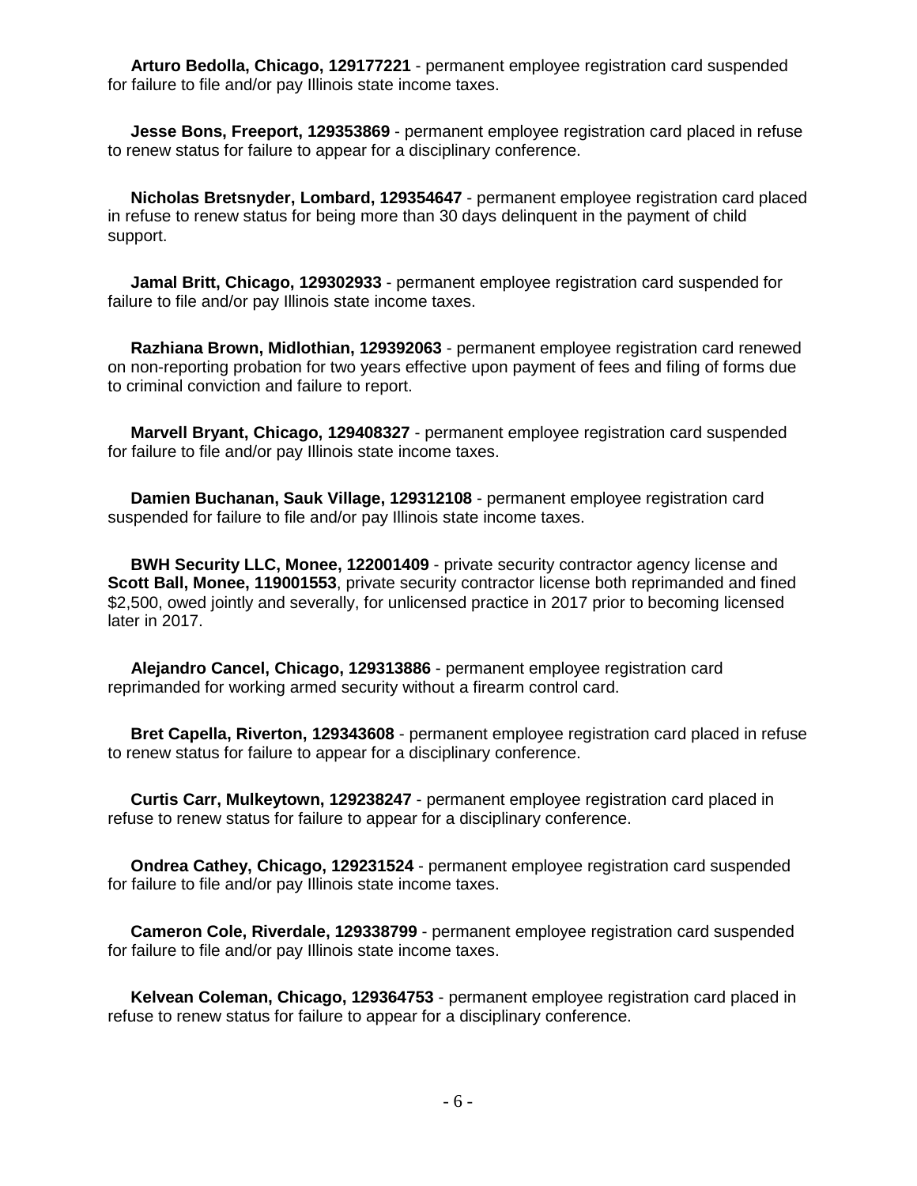**Arturo Bedolla, Chicago, 129177221** - permanent employee registration card suspended for failure to file and/or pay Illinois state income taxes.

**Jesse Bons, Freeport, 129353869** - permanent employee registration card placed in refuse to renew status for failure to appear for a disciplinary conference.

**Nicholas Bretsnyder, Lombard, 129354647** - permanent employee registration card placed in refuse to renew status for being more than 30 days delinquent in the payment of child support.

**Jamal Britt, Chicago, 129302933** - permanent employee registration card suspended for failure to file and/or pay Illinois state income taxes.

**Razhiana Brown, Midlothian, 129392063** - permanent employee registration card renewed on non-reporting probation for two years effective upon payment of fees and filing of forms due to criminal conviction and failure to report.

**Marvell Bryant, Chicago, 129408327** - permanent employee registration card suspended for failure to file and/or pay Illinois state income taxes.

**Damien Buchanan, Sauk Village, 129312108** - permanent employee registration card suspended for failure to file and/or pay Illinois state income taxes.

**BWH Security LLC, Monee, 122001409** - private security contractor agency license and **Scott Ball, Monee, 119001553**, private security contractor license both reprimanded and fined $2,500, owed jointly and severally, for unlicensed practice in 2017 prior to becoming licensed later in 2017.

**Alejandro Cancel, Chicago, 129313886** - permanent employee registration card reprimanded for working armed security without a firearm control card.

**Bret Capella, Riverton, 129343608** - permanent employee registration card placed in refuse to renew status for failure to appear for a disciplinary conference.

**Curtis Carr, Mulkeytown, 129238247** - permanent employee registration card placed in refuse to renew status for failure to appear for a disciplinary conference.

**Ondrea Cathey, Chicago, 129231524** - permanent employee registration card suspended for failure to file and/or pay Illinois state income taxes.

**Cameron Cole, Riverdale, 129338799** - permanent employee registration card suspended for failure to file and/or pay Illinois state income taxes.

**Kelvean Coleman, Chicago, 129364753** - permanent employee registration card placed in refuse to renew status for failure to appear for a disciplinary conference.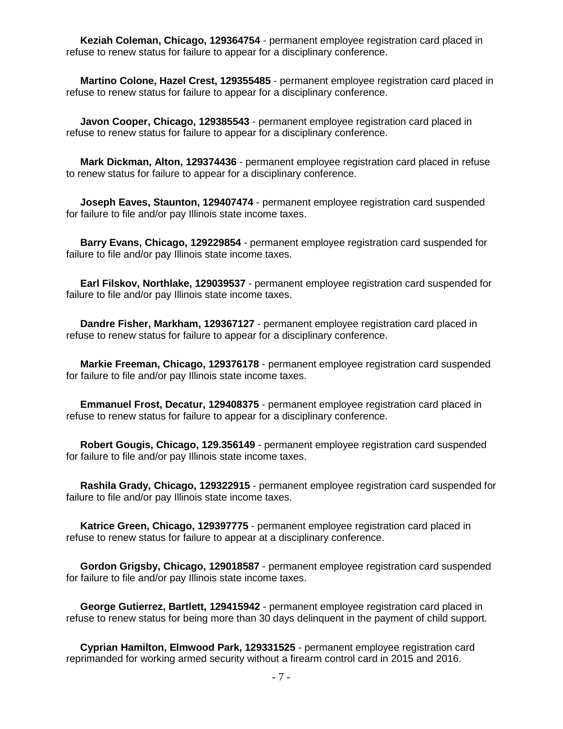**Keziah Coleman, Chicago, 129364754** - permanent employee registration card placed in refuse to renew status for failure to appear for a disciplinary conference.

**Martino Colone, Hazel Crest, 129355485** - permanent employee registration card placed in refuse to renew status for failure to appear for a disciplinary conference.

**Javon Cooper, Chicago, 129385543** - permanent employee registration card placed in refuse to renew status for failure to appear for a disciplinary conference.

**Mark Dickman, Alton, 129374436** - permanent employee registration card placed in refuse to renew status for failure to appear for a disciplinary conference.

**Joseph Eaves, Staunton, 129407474** - permanent employee registration card suspended for failure to file and/or pay Illinois state income taxes.

**Barry Evans, Chicago, 129229854** - permanent employee registration card suspended for failure to file and/or pay Illinois state income taxes.

**Earl Filskov, Northlake, 129039537** - permanent employee registration card suspended for failure to file and/or pay Illinois state income taxes.

**Dandre Fisher, Markham, 129367127** - permanent employee registration card placed in refuse to renew status for failure to appear for a disciplinary conference.

**Markie Freeman, Chicago, 129376178** - permanent employee registration card suspended for failure to file and/or pay Illinois state income taxes.

**Emmanuel Frost, Decatur, 129408375** - permanent employee registration card placed in refuse to renew status for failure to appear for a disciplinary conference.

**Robert Gougis, Chicago, 129.356149** - permanent employee registration card suspended for failure to file and/or pay Illinois state income taxes.

**Rashila Grady, Chicago, 129322915** - permanent employee registration card suspended for failure to file and/or pay Illinois state income taxes.

**Katrice Green, Chicago, 129397775** - permanent employee registration card placed in refuse to renew status for failure to appear at a disciplinary conference.

**Gordon Grigsby, Chicago, 129018587** - permanent employee registration card suspended for failure to file and/or pay Illinois state income taxes.

**George Gutierrez, Bartlett, 129415942** - permanent employee registration card placed in refuse to renew status for being more than 30 days delinquent in the payment of child support.

**Cyprian Hamilton, Elmwood Park, 129331525** - permanent employee registration card reprimanded for working armed security without a firearm control card in 2015 and 2016.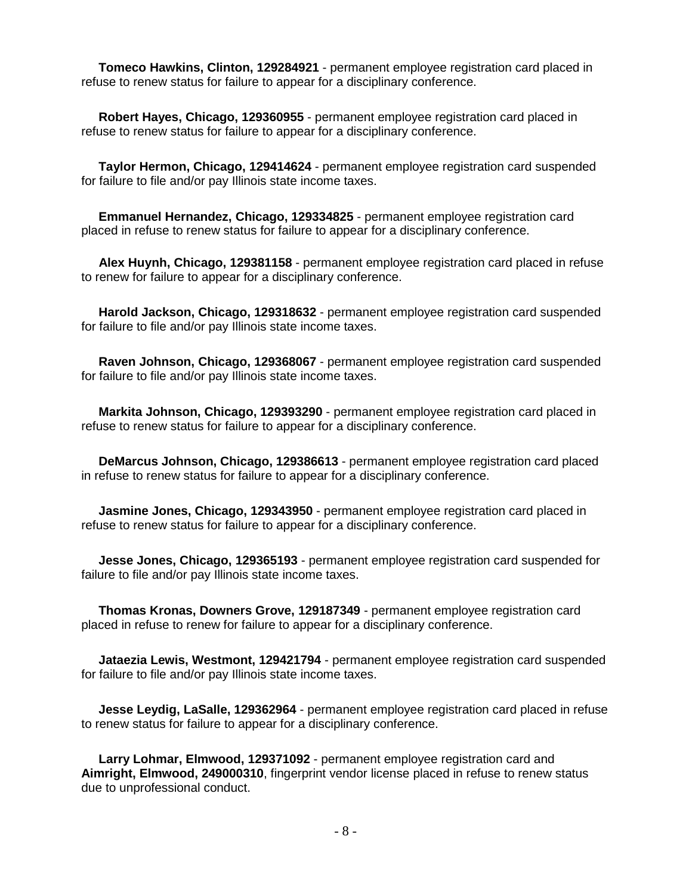**Tomeco Hawkins, Clinton, 129284921** - permanent employee registration card placed in refuse to renew status for failure to appear for a disciplinary conference.

**Robert Hayes, Chicago, 129360955** - permanent employee registration card placed in refuse to renew status for failure to appear for a disciplinary conference.

**Taylor Hermon, Chicago, 129414624** - permanent employee registration card suspended for failure to file and/or pay Illinois state income taxes.

**Emmanuel Hernandez, Chicago, 129334825** - permanent employee registration card placed in refuse to renew status for failure to appear for a disciplinary conference.

**Alex Huynh, Chicago, 129381158** - permanent employee registration card placed in refuse to renew for failure to appear for a disciplinary conference.

**Harold Jackson, Chicago, 129318632** - permanent employee registration card suspended for failure to file and/or pay Illinois state income taxes.

**Raven Johnson, Chicago, 129368067** - permanent employee registration card suspended for failure to file and/or pay Illinois state income taxes.

**Markita Johnson, Chicago, 129393290** - permanent employee registration card placed in refuse to renew status for failure to appear for a disciplinary conference.

**DeMarcus Johnson, Chicago, 129386613** - permanent employee registration card placed in refuse to renew status for failure to appear for a disciplinary conference.

**Jasmine Jones, Chicago, 129343950** - permanent employee registration card placed in refuse to renew status for failure to appear for a disciplinary conference.

**Jesse Jones, Chicago, 129365193** - permanent employee registration card suspended for failure to file and/or pay Illinois state income taxes.

**Thomas Kronas, Downers Grove, 129187349** - permanent employee registration card placed in refuse to renew for failure to appear for a disciplinary conference.

**Jataezia Lewis, Westmont, 129421794** - permanent employee registration card suspended for failure to file and/or pay Illinois state income taxes.

**Jesse Leydig, LaSalle, 129362964** - permanent employee registration card placed in refuse to renew status for failure to appear for a disciplinary conference.

**Larry Lohmar, Elmwood, 129371092** - permanent employee registration card and **Aimright, Elmwood, 249000310**, fingerprint vendor license placed in refuse to renew status due to unprofessional conduct.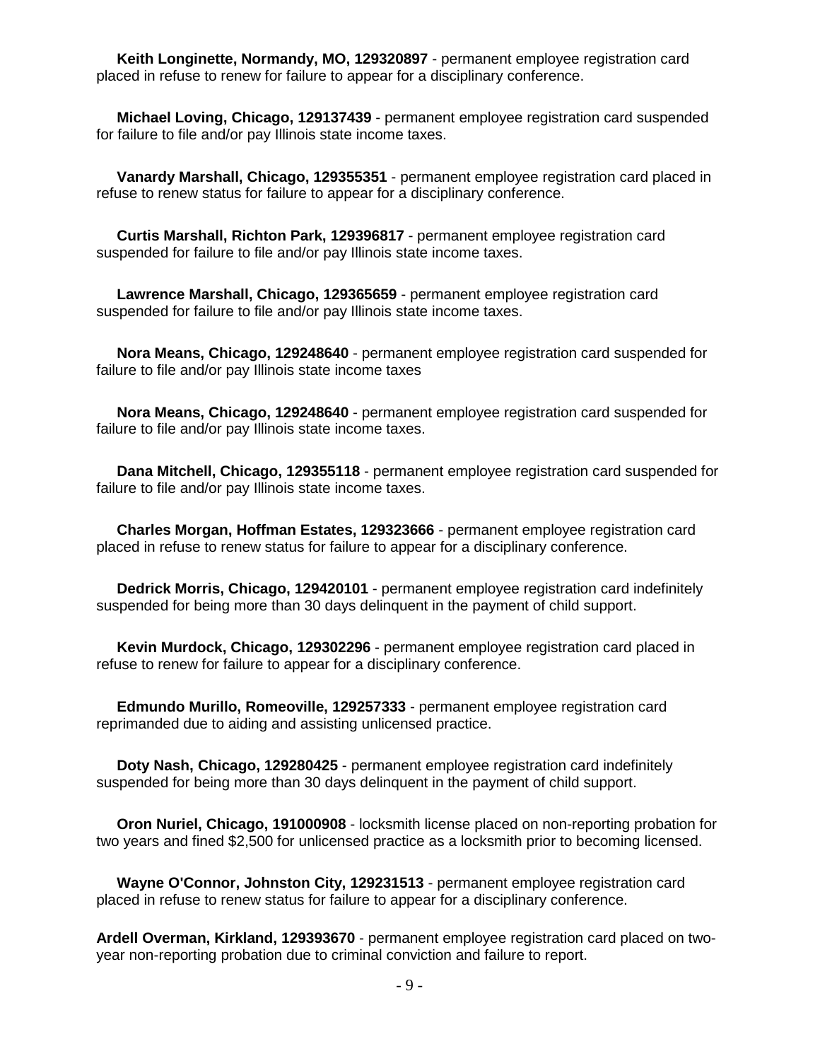**Keith Longinette, Normandy, MO, 129320897** - permanent employee registration card placed in refuse to renew for failure to appear for a disciplinary conference.

**Michael Loving, Chicago, 129137439** - permanent employee registration card suspended for failure to file and/or pay Illinois state income taxes.

**Vanardy Marshall, Chicago, 129355351** - permanent employee registration card placed in refuse to renew status for failure to appear for a disciplinary conference.

**Curtis Marshall, Richton Park, 129396817** - permanent employee registration card suspended for failure to file and/or pay Illinois state income taxes.

**Lawrence Marshall, Chicago, 129365659** - permanent employee registration card suspended for failure to file and/or pay Illinois state income taxes.

**Nora Means, Chicago, 129248640** - permanent employee registration card suspended for failure to file and/or pay Illinois state income taxes

**Nora Means, Chicago, 129248640** - permanent employee registration card suspended for failure to file and/or pay Illinois state income taxes.

**Dana Mitchell, Chicago, 129355118** - permanent employee registration card suspended for failure to file and/or pay Illinois state income taxes.

**Charles Morgan, Hoffman Estates, 129323666** - permanent employee registration card placed in refuse to renew status for failure to appear for a disciplinary conference.

**Dedrick Morris, Chicago, 129420101** - permanent employee registration card indefinitely suspended for being more than 30 days delinquent in the payment of child support.

**Kevin Murdock, Chicago, 129302296** - permanent employee registration card placed in refuse to renew for failure to appear for a disciplinary conference.

**Edmundo Murillo, Romeoville, 129257333** - permanent employee registration card reprimanded due to aiding and assisting unlicensed practice.

**Doty Nash, Chicago, 129280425** - permanent employee registration card indefinitely suspended for being more than 30 days delinquent in the payment of child support.

**Oron Nuriel, Chicago, 191000908** - locksmith license placed on non-reporting probation for two years and fined $2,500 for unlicensed practice as a locksmith prior to becoming licensed.

**Wayne O'Connor, Johnston City, 129231513** - permanent employee registration card placed in refuse to renew status for failure to appear for a disciplinary conference.

**Ardell Overman, Kirkland, 129393670** - permanent employee registration card placed on two-year non-reporting probation due to criminal conviction and failure to report.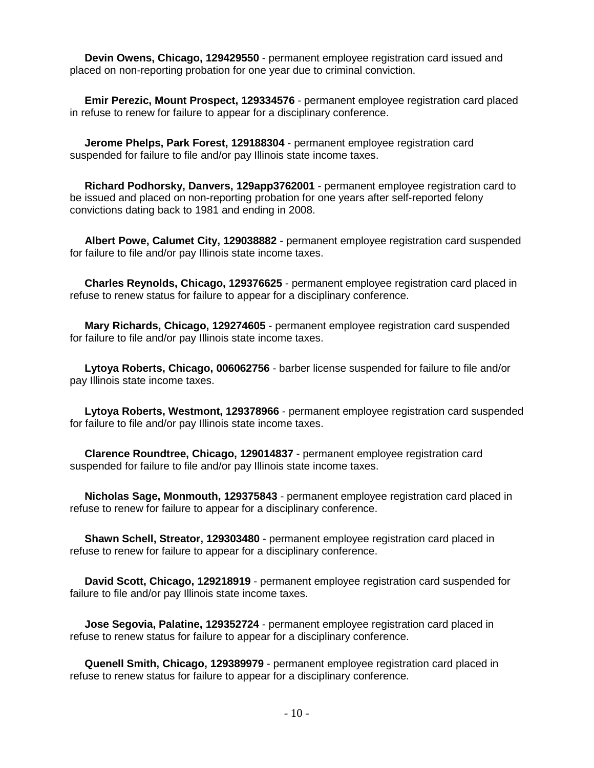**Devin Owens, Chicago, 129429550** - permanent employee registration card issued and placed on non-reporting probation for one year due to criminal conviction.

**Emir Perezic, Mount Prospect, 129334576** - permanent employee registration card placed in refuse to renew for failure to appear for a disciplinary conference.

**Jerome Phelps, Park Forest, 129188304** - permanent employee registration card suspended for failure to file and/or pay Illinois state income taxes.

**Richard Podhorsky, Danvers, 129app3762001** - permanent employee registration card to be issued and placed on non-reporting probation for one years after self-reported felony convictions dating back to 1981 and ending in 2008.

**Albert Powe, Calumet City, 129038882** - permanent employee registration card suspended for failure to file and/or pay Illinois state income taxes.

**Charles Reynolds, Chicago, 129376625** - permanent employee registration card placed in refuse to renew status for failure to appear for a disciplinary conference.

**Mary Richards, Chicago, 129274605** - permanent employee registration card suspended for failure to file and/or pay Illinois state income taxes.

**Lytoya Roberts, Chicago, 006062756** - barber license suspended for failure to file and/or pay Illinois state income taxes.

**Lytoya Roberts, Westmont, 129378966** - permanent employee registration card suspended for failure to file and/or pay Illinois state income taxes.

**Clarence Roundtree, Chicago, 129014837** - permanent employee registration card suspended for failure to file and/or pay Illinois state income taxes.

**Nicholas Sage, Monmouth, 129375843** - permanent employee registration card placed in refuse to renew for failure to appear for a disciplinary conference.

**Shawn Schell, Streator, 129303480** - permanent employee registration card placed in refuse to renew for failure to appear for a disciplinary conference.

**David Scott, Chicago, 129218919** - permanent employee registration card suspended for failure to file and/or pay Illinois state income taxes.

**Jose Segovia, Palatine, 129352724** - permanent employee registration card placed in refuse to renew status for failure to appear for a disciplinary conference.

**Quenell Smith, Chicago, 129389979** - permanent employee registration card placed in refuse to renew status for failure to appear for a disciplinary conference.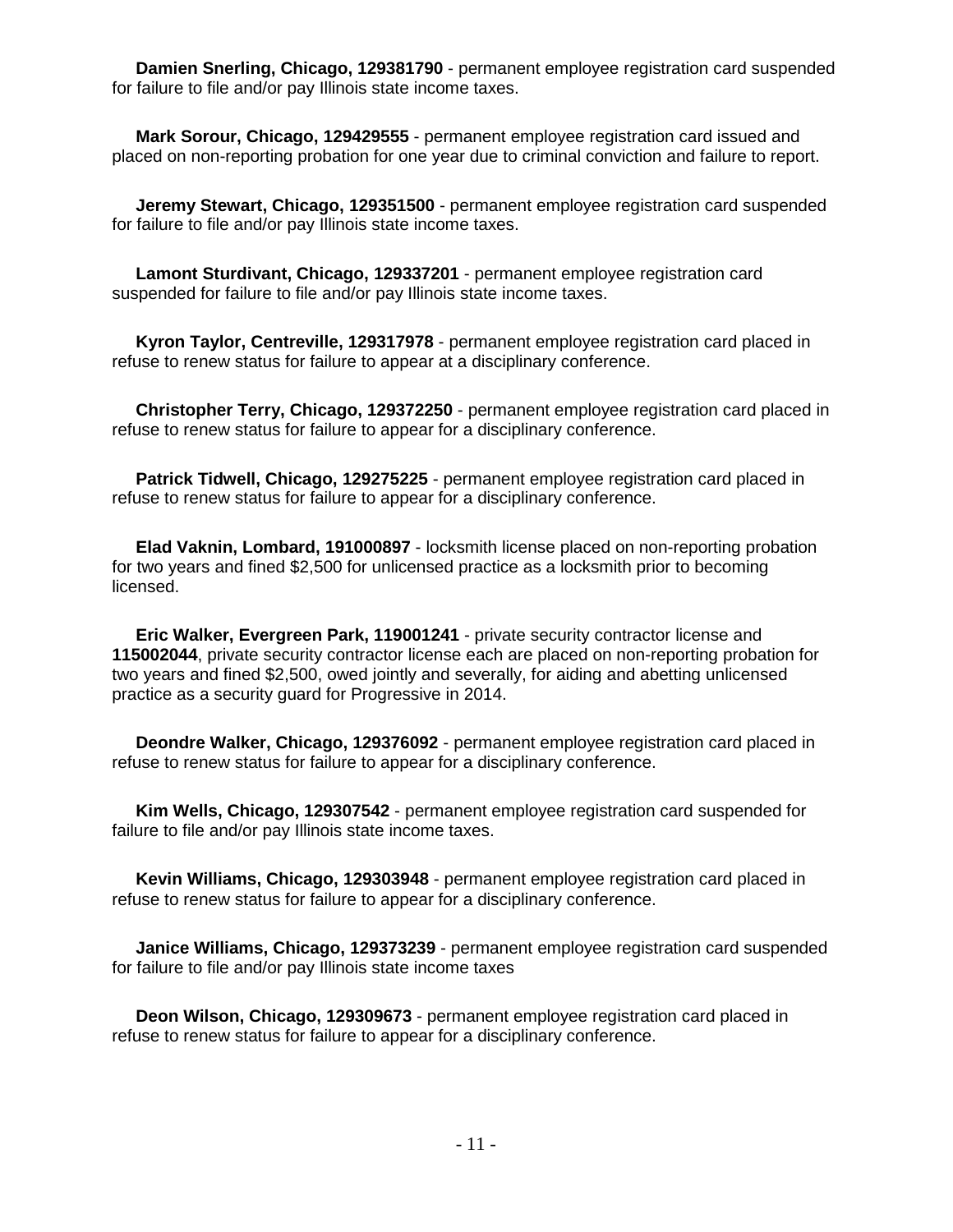**Damien Snerling, Chicago, 129381790** - permanent employee registration card suspended for failure to file and/or pay Illinois state income taxes.

**Mark Sorour, Chicago, 129429555** - permanent employee registration card issued and placed on non-reporting probation for one year due to criminal conviction and failure to report.

**Jeremy Stewart, Chicago, 129351500** - permanent employee registration card suspended for failure to file and/or pay Illinois state income taxes.

**Lamont Sturdivant, Chicago, 129337201** - permanent employee registration card suspended for failure to file and/or pay Illinois state income taxes.

**Kyron Taylor, Centreville, 129317978** - permanent employee registration card placed in refuse to renew status for failure to appear at a disciplinary conference.

**Christopher Terry, Chicago, 129372250** - permanent employee registration card placed in refuse to renew status for failure to appear for a disciplinary conference.

**Patrick Tidwell, Chicago, 129275225** - permanent employee registration card placed in refuse to renew status for failure to appear for a disciplinary conference.

**Elad Vaknin, Lombard, 191000897** - locksmith license placed on non-reporting probation for two years and fined $2,500 for unlicensed practice as a locksmith prior to becoming licensed.

**Eric Walker, Evergreen Park, 119001241** - private security contractor license and **115002044**, private security contractor license each are placed on non-reporting probation for two years and fined $2,500, owed jointly and severally, for aiding and abetting unlicensed practice as a security guard for Progressive in 2014.

**Deondre Walker, Chicago, 129376092** - permanent employee registration card placed in refuse to renew status for failure to appear for a disciplinary conference.

**Kim Wells, Chicago, 129307542** - permanent employee registration card suspended for failure to file and/or pay Illinois state income taxes.

**Kevin Williams, Chicago, 129303948** - permanent employee registration card placed in refuse to renew status for failure to appear for a disciplinary conference.

**Janice Williams, Chicago, 129373239** - permanent employee registration card suspended for failure to file and/or pay Illinois state income taxes

**Deon Wilson, Chicago, 129309673** - permanent employee registration card placed in refuse to renew status for failure to appear for a disciplinary conference.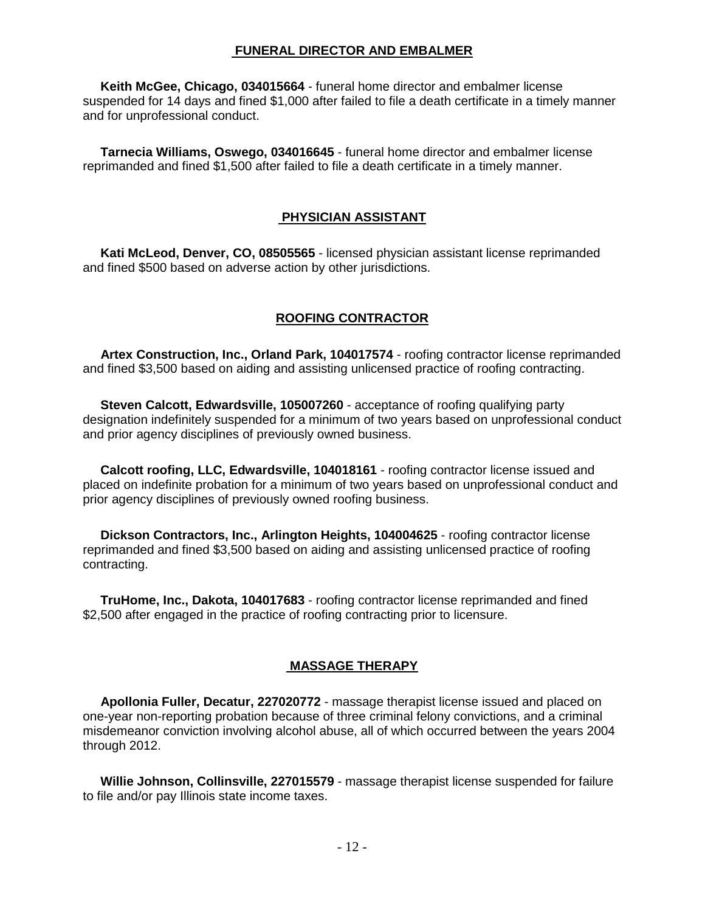## FUNERAL DIRECTOR AND EMBALMER

**Keith McGee, Chicago, 034015664** - funeral home director and embalmer license suspended for 14 days and fined $1,000 after failed to file a death certificate in a timely manner and for unprofessional conduct.

**Tarnecia Williams, Oswego, 034016645** - funeral home director and embalmer license reprimanded and fined $1,500 after failed to file a death certificate in a timely manner.

## PHYSICIAN ASSISTANT

**Kati McLeod, Denver, CO, 08505565** - licensed physician assistant license reprimanded and fined $500 based on adverse action by other jurisdictions.

## ROOFING CONTRACTOR

**Artex Construction, Inc., Orland Park, 104017574** - roofing contractor license reprimanded and fined $3,500 based on aiding and assisting unlicensed practice of roofing contracting.

**Steven Calcott, Edwardsville, 105007260** - acceptance of roofing qualifying party designation indefinitely suspended for a minimum of two years based on unprofessional conduct and prior agency disciplines of previously owned business.

**Calcott roofing, LLC, Edwardsville, 104018161** - roofing contractor license issued and placed on indefinite probation for a minimum of two years based on unprofessional conduct and prior agency disciplines of previously owned roofing business.

**Dickson Contractors, Inc., Arlington Heights, 104004625** - roofing contractor license reprimanded and fined $3,500 based on aiding and assisting unlicensed practice of roofing contracting.

**TruHome, Inc., Dakota, 104017683** - roofing contractor license reprimanded and fined $2,500 after engaged in the practice of roofing contracting prior to licensure.

## MASSAGE THERAPY

**Apollonia Fuller, Decatur, 227020772** - massage therapist license issued and placed on one-year non-reporting probation because of three criminal felony convictions, and a criminal misdemeanor conviction involving alcohol abuse, all of which occurred between the years 2004 through 2012.

**Willie Johnson, Collinsville, 227015579** - massage therapist license suspended for failure to file and/or pay Illinois state income taxes.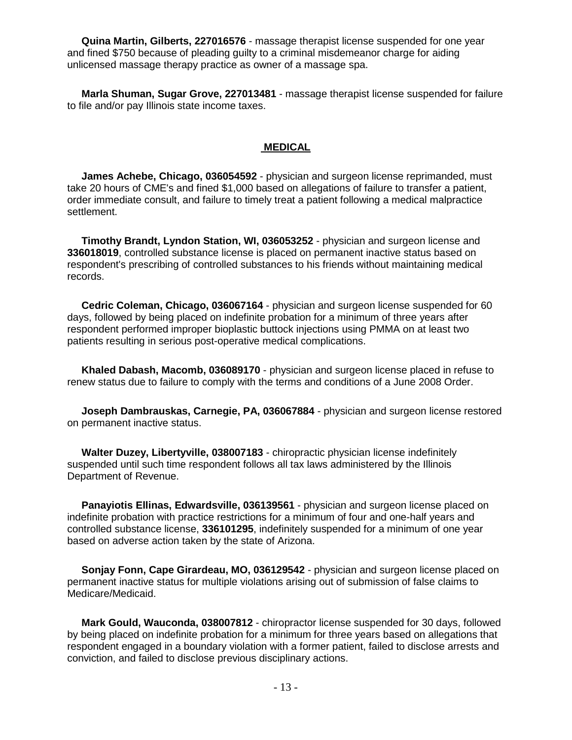**Quina Martin, Gilberts, 227016576** - massage therapist license suspended for one year and fined $750 because of pleading guilty to a criminal misdemeanor charge for aiding unlicensed massage therapy practice as owner of a massage spa.

**Marla Shuman, Sugar Grove, 227013481** - massage therapist license suspended for failure to file and/or pay Illinois state income taxes.

## MEDICAL

**James Achebe, Chicago, 036054592** - physician and surgeon license reprimanded, must take 20 hours of CME's and fined $1,000 based on allegations of failure to transfer a patient, order immediate consult, and failure to timely treat a patient following a medical malpractice settlement.

**Timothy Brandt, Lyndon Station, WI, 036053252** - physician and surgeon license and **336018019**, controlled substance license is placed on permanent inactive status based on respondent's prescribing of controlled substances to his friends without maintaining medical records.

**Cedric Coleman, Chicago, 036067164** - physician and surgeon license suspended for 60 days, followed by being placed on indefinite probation for a minimum of three years after respondent performed improper bioplastic buttock injections using PMMA on at least two patients resulting in serious post-operative medical complications.

**Khaled Dabash, Macomb, 036089170** - physician and surgeon license placed in refuse to renew status due to failure to comply with the terms and conditions of a June 2008 Order.

**Joseph Dambrauskas, Carnegie, PA, 036067884** - physician and surgeon license restored on permanent inactive status.

**Walter Duzey, Libertyville, 038007183** - chiropractic physician license indefinitely suspended until such time respondent follows all tax laws administered by the Illinois Department of Revenue.

**Panayiotis Ellinas, Edwardsville, 036139561** - physician and surgeon license placed on indefinite probation with practice restrictions for a minimum of four and one-half years and controlled substance license, **336101295**, indefinitely suspended for a minimum of one year based on adverse action taken by the state of Arizona.

**Sonjay Fonn, Cape Girardeau, MO, 036129542** - physician and surgeon license placed on permanent inactive status for multiple violations arising out of submission of false claims to Medicare/Medicaid.

**Mark Gould, Wauconda, 038007812** - chiropractor license suspended for 30 days, followed by being placed on indefinite probation for a minimum for three years based on allegations that respondent engaged in a boundary violation with a former patient, failed to disclose arrests and conviction, and failed to disclose previous disciplinary actions.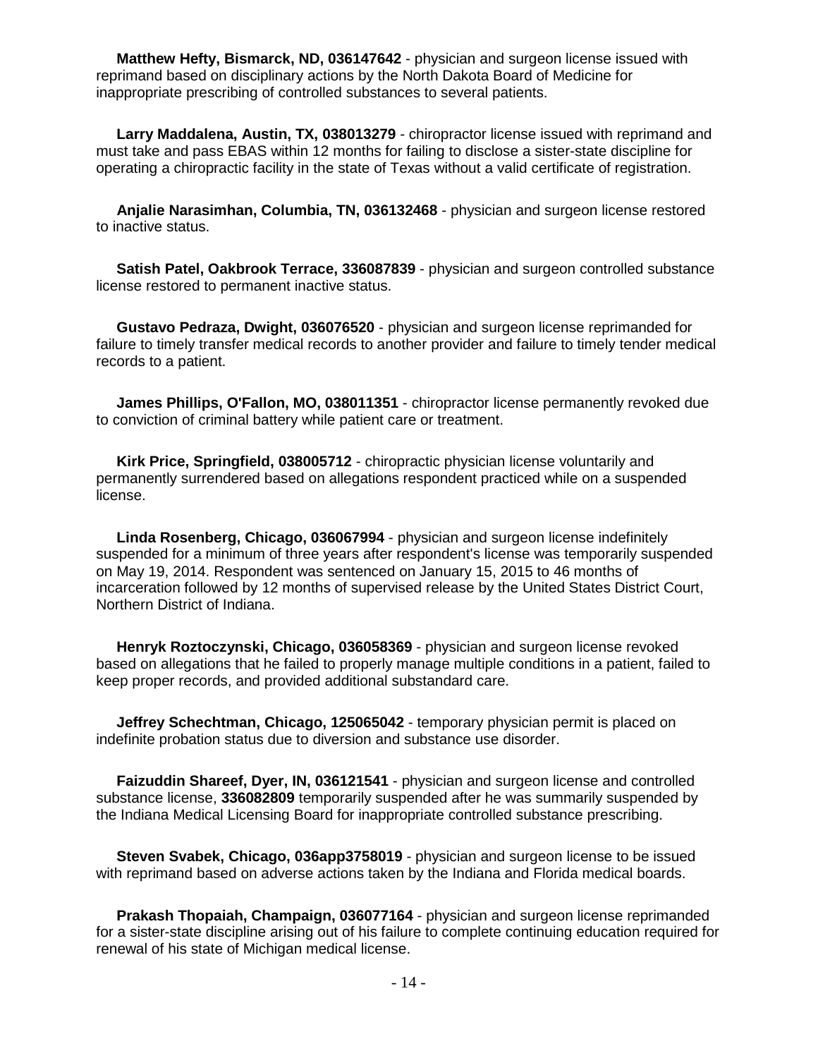**Matthew Hefty, Bismarck, ND, 036147642** - physician and surgeon license issued with reprimand based on disciplinary actions by the North Dakota Board of Medicine for inappropriate prescribing of controlled substances to several patients.

**Larry Maddalena, Austin, TX, 038013279** - chiropractor license issued with reprimand and must take and pass EBAS within 12 months for failing to disclose a sister-state discipline for operating a chiropractic facility in the state of Texas without a valid certificate of registration.

**Anjalie Narasimhan, Columbia, TN, 036132468** - physician and surgeon license restored to inactive status.

**Satish Patel, Oakbrook Terrace, 336087839** - physician and surgeon controlled substance license restored to permanent inactive status.

**Gustavo Pedraza, Dwight, 036076520** - physician and surgeon license reprimanded for failure to timely transfer medical records to another provider and failure to timely tender medical records to a patient.

**James Phillips, O'Fallon, MO, 038011351** - chiropractor license permanently revoked due to conviction of criminal battery while patient care or treatment.

**Kirk Price, Springfield, 038005712** - chiropractic physician license voluntarily and permanently surrendered based on allegations respondent practiced while on a suspended license.

**Linda Rosenberg, Chicago, 036067994** - physician and surgeon license indefinitely suspended for a minimum of three years after respondent's license was temporarily suspended on May 19, 2014. Respondent was sentenced on January 15, 2015 to 46 months of incarceration followed by 12 months of supervised release by the United States District Court, Northern District of Indiana.

**Henryk Roztoczynski, Chicago, 036058369** - physician and surgeon license revoked based on allegations that he failed to properly manage multiple conditions in a patient, failed to keep proper records, and provided additional substandard care.

**Jeffrey Schechtman, Chicago, 125065042** - temporary physician permit is placed on indefinite probation status due to diversion and substance use disorder.

**Faizuddin Shareef, Dyer, IN, 036121541** - physician and surgeon license and controlled substance license, **336082809** temporarily suspended after he was summarily suspended by the Indiana Medical Licensing Board for inappropriate controlled substance prescribing.

**Steven Svabek, Chicago, 036app3758019** - physician and surgeon license to be issued with reprimand based on adverse actions taken by the Indiana and Florida medical boards.

**Prakash Thopaiah, Champaign, 036077164** - physician and surgeon license reprimanded for a sister-state discipline arising out of his failure to complete continuing education required for renewal of his state of Michigan medical license.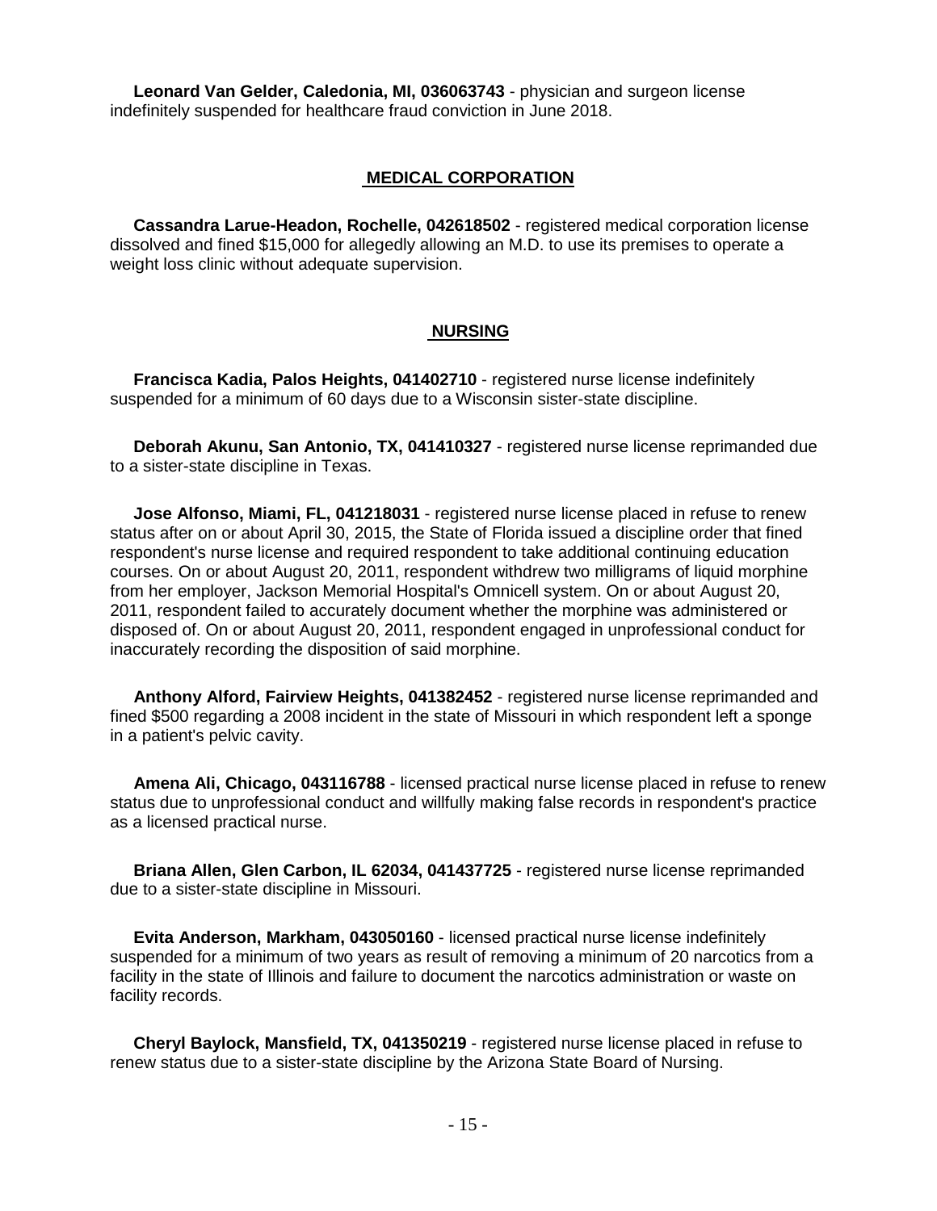**Leonard Van Gelder, Caledonia, MI, 036063743** - physician and surgeon license indefinitely suspended for healthcare fraud conviction in June 2018.

## MEDICAL CORPORATION

**Cassandra Larue-Headon, Rochelle, 042618502** - registered medical corporation license dissolved and fined $15,000 for allegedly allowing an M.D. to use its premises to operate a weight loss clinic without adequate supervision.

## NURSING

**Francisca Kadia, Palos Heights, 041402710** - registered nurse license indefinitely suspended for a minimum of 60 days due to a Wisconsin sister-state discipline.

**Deborah Akunu, San Antonio, TX, 041410327** - registered nurse license reprimanded due to a sister-state discipline in Texas.

**Jose Alfonso, Miami, FL, 041218031** - registered nurse license placed in refuse to renew status after on or about April 30, 2015, the State of Florida issued a discipline order that fined respondent's nurse license and required respondent to take additional continuing education courses. On or about August 20, 2011, respondent withdrew two milligrams of liquid morphine from her employer, Jackson Memorial Hospital's Omnicell system. On or about August 20, 2011, respondent failed to accurately document whether the morphine was administered or disposed of. On or about August 20, 2011, respondent engaged in unprofessional conduct for inaccurately recording the disposition of said morphine.

**Anthony Alford, Fairview Heights, 041382452** - registered nurse license reprimanded and fined $500 regarding a 2008 incident in the state of Missouri in which respondent left a sponge in a patient's pelvic cavity.

**Amena Ali, Chicago, 043116788** - licensed practical nurse license placed in refuse to renew status due to unprofessional conduct and willfully making false records in respondent's practice as a licensed practical nurse.

**Briana Allen, Glen Carbon, IL 62034, 041437725** - registered nurse license reprimanded due to a sister-state discipline in Missouri.

**Evita Anderson, Markham, 043050160** - licensed practical nurse license indefinitely suspended for a minimum of two years as result of removing a minimum of 20 narcotics from a facility in the state of Illinois and failure to document the narcotics administration or waste on facility records.

**Cheryl Baylock, Mansfield, TX, 041350219** - registered nurse license placed in refuse to renew status due to a sister-state discipline by the Arizona State Board of Nursing.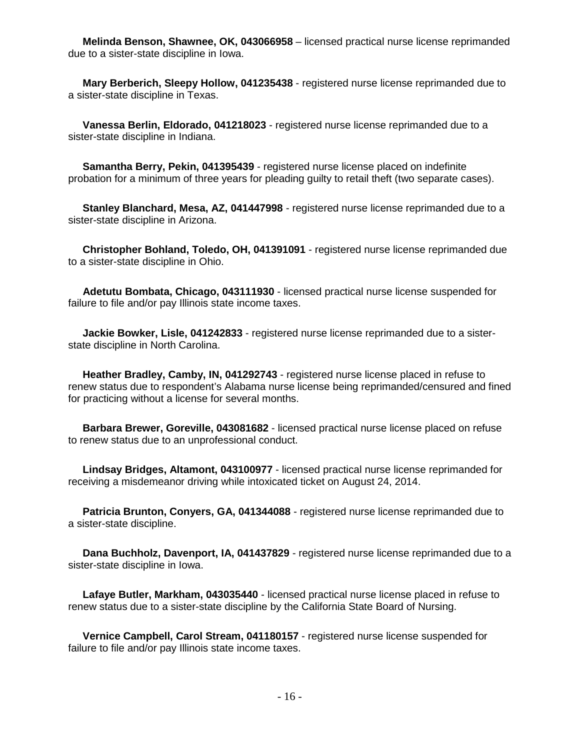**Melinda Benson, Shawnee, OK, 043066958** – licensed practical nurse license reprimanded due to a sister-state discipline in Iowa.

**Mary Berberich, Sleepy Hollow, 041235438** - registered nurse license reprimanded due to a sister-state discipline in Texas.

**Vanessa Berlin, Eldorado, 041218023** - registered nurse license reprimanded due to a sister-state discipline in Indiana.

**Samantha Berry, Pekin, 041395439** - registered nurse license placed on indefinite probation for a minimum of three years for pleading guilty to retail theft (two separate cases).

**Stanley Blanchard, Mesa, AZ, 041447998** - registered nurse license reprimanded due to a sister-state discipline in Arizona.

**Christopher Bohland, Toledo, OH, 041391091** - registered nurse license reprimanded due to a sister-state discipline in Ohio.

**Adetutu Bombata, Chicago, 043111930** - licensed practical nurse license suspended for failure to file and/or pay Illinois state income taxes.

**Jackie Bowker, Lisle, 041242833** - registered nurse license reprimanded due to a sister-state discipline in North Carolina.

**Heather Bradley, Camby, IN, 041292743** - registered nurse license placed in refuse to renew status due to respondent's Alabama nurse license being reprimanded/censured and fined for practicing without a license for several months.

**Barbara Brewer, Goreville, 043081682** - licensed practical nurse license placed on refuse to renew status due to an unprofessional conduct.

**Lindsay Bridges, Altamont, 043100977** - licensed practical nurse license reprimanded for receiving a misdemeanor driving while intoxicated ticket on August 24, 2014.

**Patricia Brunton, Conyers, GA, 041344088** - registered nurse license reprimanded due to a sister-state discipline.

**Dana Buchholz, Davenport, IA, 041437829** - registered nurse license reprimanded due to a sister-state discipline in Iowa.

**Lafaye Butler, Markham, 043035440** - licensed practical nurse license placed in refuse to renew status due to a sister-state discipline by the California State Board of Nursing.

**Vernice Campbell, Carol Stream, 041180157** - registered nurse license suspended for failure to file and/or pay Illinois state income taxes.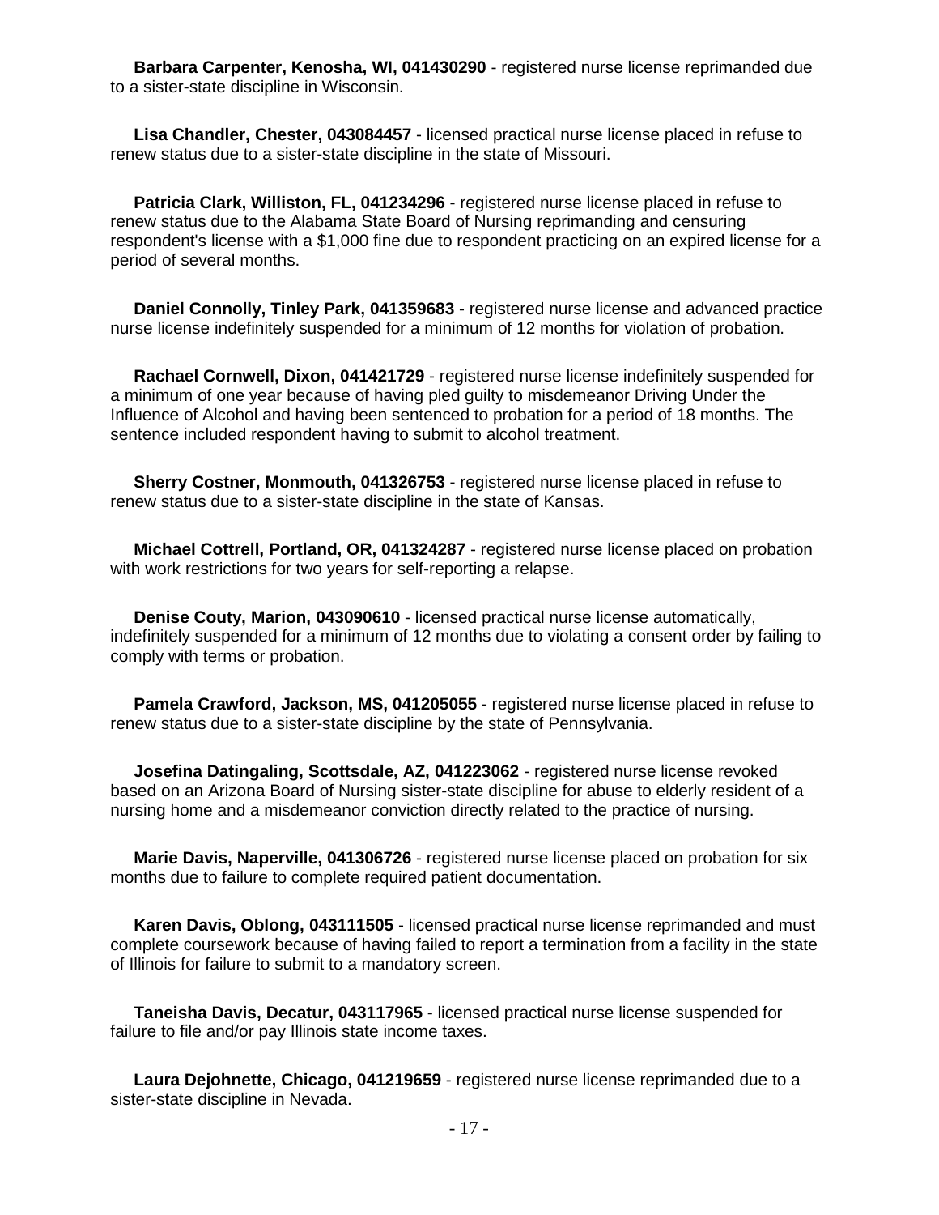**Barbara Carpenter, Kenosha, WI, 041430290** - registered nurse license reprimanded due to a sister-state discipline in Wisconsin.

**Lisa Chandler, Chester, 043084457** - licensed practical nurse license placed in refuse to renew status due to a sister-state discipline in the state of Missouri.

**Patricia Clark, Williston, FL, 041234296** - registered nurse license placed in refuse to renew status due to the Alabama State Board of Nursing reprimanding and censuring respondent's license with a $1,000 fine due to respondent practicing on an expired license for a period of several months.

**Daniel Connolly, Tinley Park, 041359683** - registered nurse license and advanced practice nurse license indefinitely suspended for a minimum of 12 months for violation of probation.

**Rachael Cornwell, Dixon, 041421729** - registered nurse license indefinitely suspended for a minimum of one year because of having pled guilty to misdemeanor Driving Under the Influence of Alcohol and having been sentenced to probation for a period of 18 months. The sentence included respondent having to submit to alcohol treatment.

**Sherry Costner, Monmouth, 041326753** - registered nurse license placed in refuse to renew status due to a sister-state discipline in the state of Kansas.

**Michael Cottrell, Portland, OR, 041324287** - registered nurse license placed on probation with work restrictions for two years for self-reporting a relapse.

**Denise Couty, Marion, 043090610** - licensed practical nurse license automatically, indefinitely suspended for a minimum of 12 months due to violating a consent order by failing to comply with terms or probation.

**Pamela Crawford, Jackson, MS, 041205055** - registered nurse license placed in refuse to renew status due to a sister-state discipline by the state of Pennsylvania.

**Josefina Datingaling, Scottsdale, AZ, 041223062** - registered nurse license revoked based on an Arizona Board of Nursing sister-state discipline for abuse to elderly resident of a nursing home and a misdemeanor conviction directly related to the practice of nursing.

**Marie Davis, Naperville, 041306726** - registered nurse license placed on probation for six months due to failure to complete required patient documentation.

**Karen Davis, Oblong, 043111505** - licensed practical nurse license reprimanded and must complete coursework because of having failed to report a termination from a facility in the state of Illinois for failure to submit to a mandatory screen.

**Taneisha Davis, Decatur, 043117965** - licensed practical nurse license suspended for failure to file and/or pay Illinois state income taxes.

**Laura Dejohnette, Chicago, 041219659** - registered nurse license reprimanded due to a sister-state discipline in Nevada.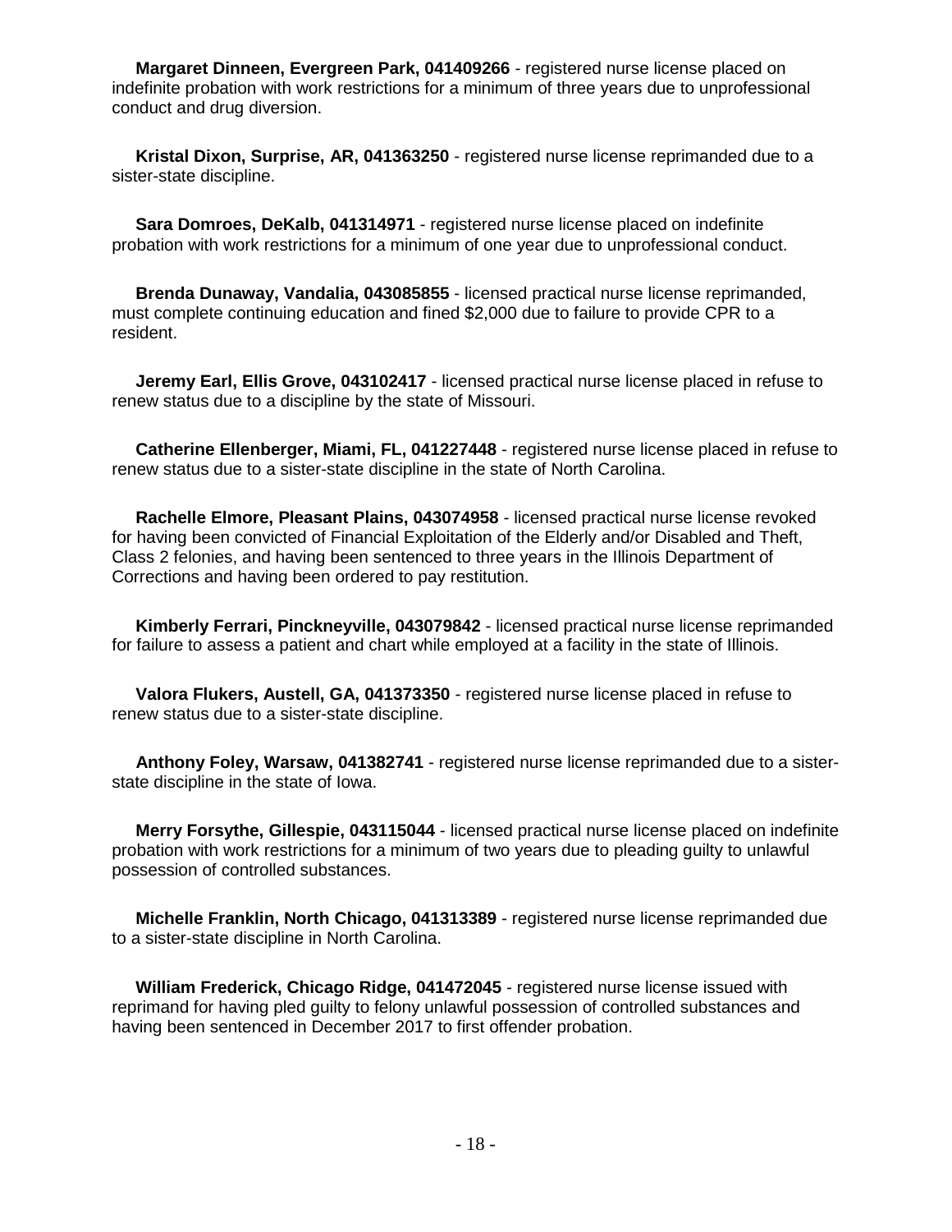**Margaret Dinneen, Evergreen Park, 041409266** - registered nurse license placed on indefinite probation with work restrictions for a minimum of three years due to unprofessional conduct and drug diversion.

**Kristal Dixon, Surprise, AR, 041363250** - registered nurse license reprimanded due to a sister-state discipline.

**Sara Domroes, DeKalb, 041314971** - registered nurse license placed on indefinite probation with work restrictions for a minimum of one year due to unprofessional conduct.

**Brenda Dunaway, Vandalia, 043085855** - licensed practical nurse license reprimanded, must complete continuing education and fined $2,000 due to failure to provide CPR to a resident.

**Jeremy Earl, Ellis Grove, 043102417** - licensed practical nurse license placed in refuse to renew status due to a discipline by the state of Missouri.

**Catherine Ellenberger, Miami, FL, 041227448** - registered nurse license placed in refuse to renew status due to a sister-state discipline in the state of North Carolina.

**Rachelle Elmore, Pleasant Plains, 043074958** - licensed practical nurse license revoked for having been convicted of Financial Exploitation of the Elderly and/or Disabled and Theft, Class 2 felonies, and having been sentenced to three years in the Illinois Department of Corrections and having been ordered to pay restitution.

**Kimberly Ferrari, Pinckneyville, 043079842** - licensed practical nurse license reprimanded for failure to assess a patient and chart while employed at a facility in the state of Illinois.

**Valora Flukers, Austell, GA, 041373350** - registered nurse license placed in refuse to renew status due to a sister-state discipline.

**Anthony Foley, Warsaw, 041382741** - registered nurse license reprimanded due to a sister-state discipline in the state of Iowa.

**Merry Forsythe, Gillespie, 043115044** - licensed practical nurse license placed on indefinite probation with work restrictions for a minimum of two years due to pleading guilty to unlawful possession of controlled substances.

**Michelle Franklin, North Chicago, 041313389** - registered nurse license reprimanded due to a sister-state discipline in North Carolina.

**William Frederick, Chicago Ridge, 041472045** - registered nurse license issued with reprimand for having pled guilty to felony unlawful possession of controlled substances and having been sentenced in December 2017 to first offender probation.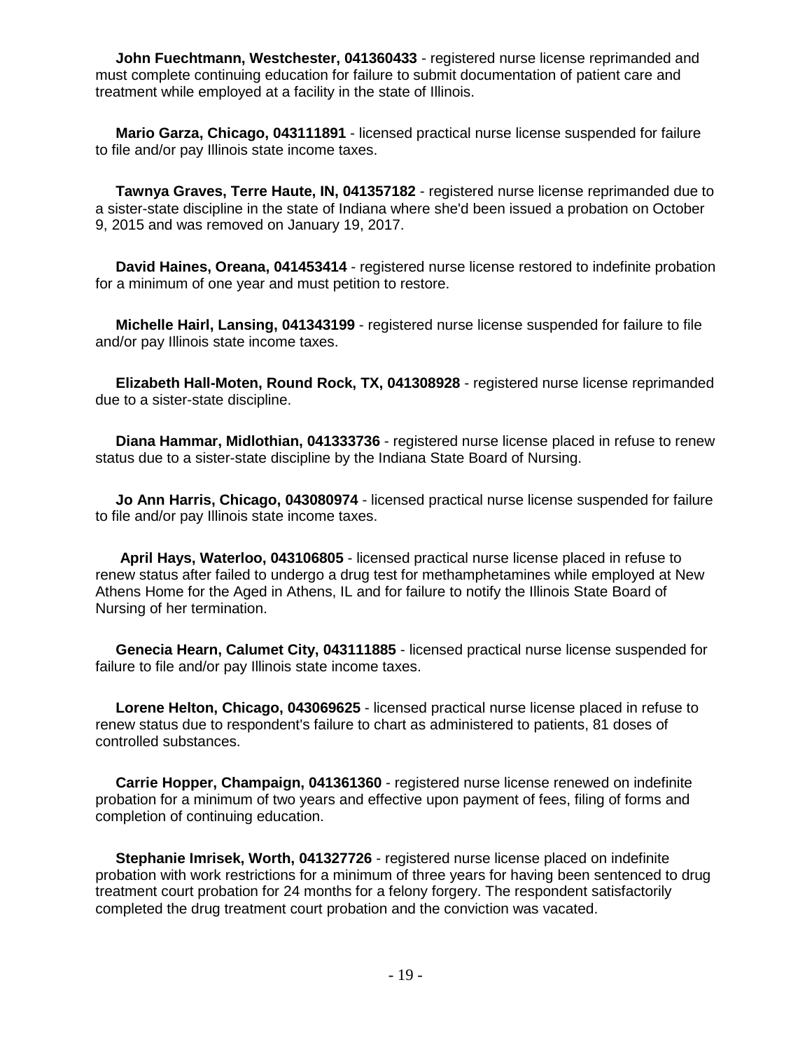**John Fuechtmann, Westchester, 041360433** - registered nurse license reprimanded and must complete continuing education for failure to submit documentation of patient care and treatment while employed at a facility in the state of Illinois.

**Mario Garza, Chicago, 043111891** - licensed practical nurse license suspended for failure to file and/or pay Illinois state income taxes.

**Tawnya Graves, Terre Haute, IN, 041357182** - registered nurse license reprimanded due to a sister-state discipline in the state of Indiana where she'd been issued a probation on October 9, 2015 and was removed on January 19, 2017.

**David Haines, Oreana, 041453414** - registered nurse license restored to indefinite probation for a minimum of one year and must petition to restore.

**Michelle Hairl, Lansing, 041343199** - registered nurse license suspended for failure to file and/or pay Illinois state income taxes.

**Elizabeth Hall-Moten, Round Rock, TX, 041308928** - registered nurse license reprimanded due to a sister-state discipline.

**Diana Hammar, Midlothian, 041333736** - registered nurse license placed in refuse to renew status due to a sister-state discipline by the Indiana State Board of Nursing.

**Jo Ann Harris, Chicago, 043080974** - licensed practical nurse license suspended for failure to file and/or pay Illinois state income taxes.

**April Hays, Waterloo, 043106805** - licensed practical nurse license placed in refuse to renew status after failed to undergo a drug test for methamphetamines while employed at New Athens Home for the Aged in Athens, IL and for failure to notify the Illinois State Board of Nursing of her termination.

**Genecia Hearn, Calumet City, 043111885** - licensed practical nurse license suspended for failure to file and/or pay Illinois state income taxes.

**Lorene Helton, Chicago, 043069625** - licensed practical nurse license placed in refuse to renew status due to respondent's failure to chart as administered to patients, 81 doses of controlled substances.

**Carrie Hopper, Champaign, 041361360** - registered nurse license renewed on indefinite probation for a minimum of two years and effective upon payment of fees, filing of forms and completion of continuing education.

**Stephanie Imrisek, Worth, 041327726** - registered nurse license placed on indefinite probation with work restrictions for a minimum of three years for having been sentenced to drug treatment court probation for 24 months for a felony forgery. The respondent satisfactorily completed the drug treatment court probation and the conviction was vacated.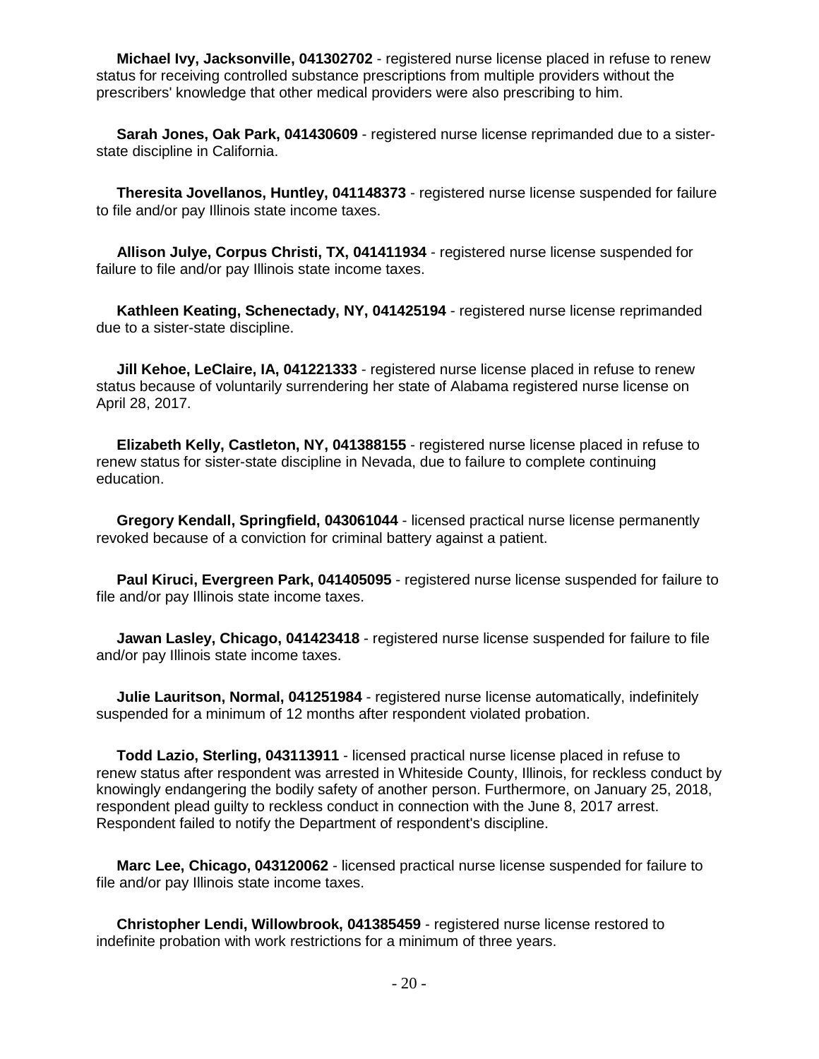**Michael Ivy, Jacksonville, 041302702** - registered nurse license placed in refuse to renew status for receiving controlled substance prescriptions from multiple providers without the prescribers' knowledge that other medical providers were also prescribing to him.

**Sarah Jones, Oak Park, 041430609** - registered nurse license reprimanded due to a sister-state discipline in California.

**Theresita Jovellanos, Huntley, 041148373** - registered nurse license suspended for failure to file and/or pay Illinois state income taxes.

**Allison Julye, Corpus Christi, TX, 041411934** - registered nurse license suspended for failure to file and/or pay Illinois state income taxes.

**Kathleen Keating, Schenectady, NY, 041425194** - registered nurse license reprimanded due to a sister-state discipline.

**Jill Kehoe, LeClaire, IA, 041221333** - registered nurse license placed in refuse to renew status because of voluntarily surrendering her state of Alabama registered nurse license on April 28, 2017.

**Elizabeth Kelly, Castleton, NY, 041388155** - registered nurse license placed in refuse to renew status for sister-state discipline in Nevada, due to failure to complete continuing education.

**Gregory Kendall, Springfield, 043061044** - licensed practical nurse license permanently revoked because of a conviction for criminal battery against a patient.

**Paul Kiruci, Evergreen Park, 041405095** - registered nurse license suspended for failure to file and/or pay Illinois state income taxes.

**Jawan Lasley, Chicago, 041423418** - registered nurse license suspended for failure to file and/or pay Illinois state income taxes.

**Julie Lauritson, Normal, 041251984** - registered nurse license automatically, indefinitely suspended for a minimum of 12 months after respondent violated probation.

**Todd Lazio, Sterling, 043113911** - licensed practical nurse license placed in refuse to renew status after respondent was arrested in Whiteside County, Illinois, for reckless conduct by knowingly endangering the bodily safety of another person. Furthermore, on January 25, 2018, respondent plead guilty to reckless conduct in connection with the June 8, 2017 arrest. Respondent failed to notify the Department of respondent's discipline.

**Marc Lee, Chicago, 043120062** - licensed practical nurse license suspended for failure to file and/or pay Illinois state income taxes.

**Christopher Lendi, Willowbrook, 041385459** - registered nurse license restored to indefinite probation with work restrictions for a minimum of three years.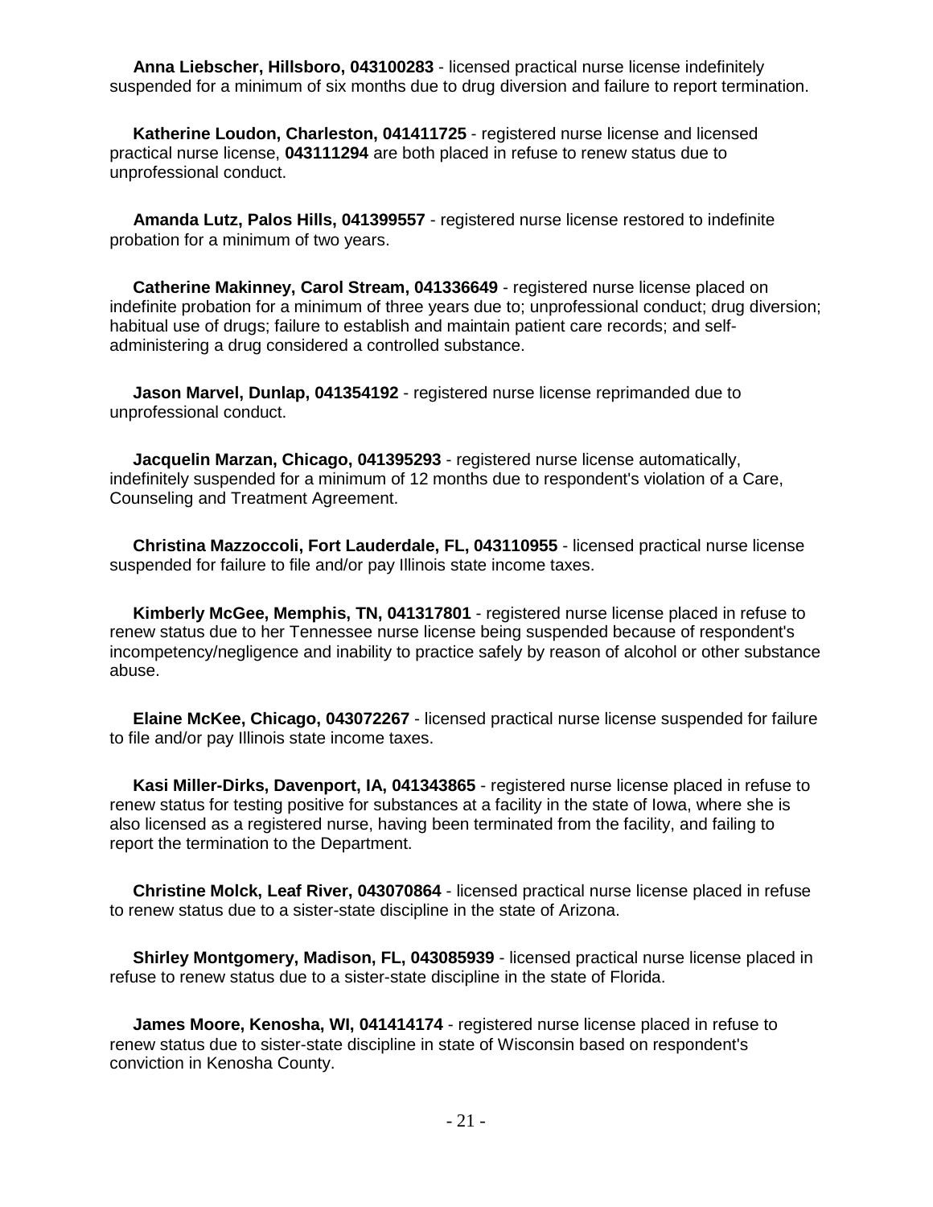**Anna Liebscher, Hillsboro, 043100283** - licensed practical nurse license indefinitely suspended for a minimum of six months due to drug diversion and failure to report termination.

**Katherine Loudon, Charleston, 041411725** - registered nurse license and licensed practical nurse license, **043111294** are both placed in refuse to renew status due to unprofessional conduct.

**Amanda Lutz, Palos Hills, 041399557** - registered nurse license restored to indefinite probation for a minimum of two years.

**Catherine Makinney, Carol Stream, 041336649** - registered nurse license placed on indefinite probation for a minimum of three years due to; unprofessional conduct; drug diversion; habitual use of drugs; failure to establish and maintain patient care records; and self-administering a drug considered a controlled substance.

**Jason Marvel, Dunlap, 041354192** - registered nurse license reprimanded due to unprofessional conduct.

**Jacquelin Marzan, Chicago, 041395293** - registered nurse license automatically, indefinitely suspended for a minimum of 12 months due to respondent's violation of a Care, Counseling and Treatment Agreement.

**Christina Mazzoccoli, Fort Lauderdale, FL, 043110955** - licensed practical nurse license suspended for failure to file and/or pay Illinois state income taxes.

**Kimberly McGee, Memphis, TN, 041317801** - registered nurse license placed in refuse to renew status due to her Tennessee nurse license being suspended because of respondent's incompetency/negligence and inability to practice safely by reason of alcohol or other substance abuse.

**Elaine McKee, Chicago, 043072267** - licensed practical nurse license suspended for failure to file and/or pay Illinois state income taxes.

**Kasi Miller-Dirks, Davenport, IA, 041343865** - registered nurse license placed in refuse to renew status for testing positive for substances at a facility in the state of Iowa, where she is also licensed as a registered nurse, having been terminated from the facility, and failing to report the termination to the Department.

**Christine Molck, Leaf River, 043070864** - licensed practical nurse license placed in refuse to renew status due to a sister-state discipline in the state of Arizona.

**Shirley Montgomery, Madison, FL, 043085939** - licensed practical nurse license placed in refuse to renew status due to a sister-state discipline in the state of Florida.

**James Moore, Kenosha, WI, 041414174** - registered nurse license placed in refuse to renew status due to sister-state discipline in state of Wisconsin based on respondent's conviction in Kenosha County.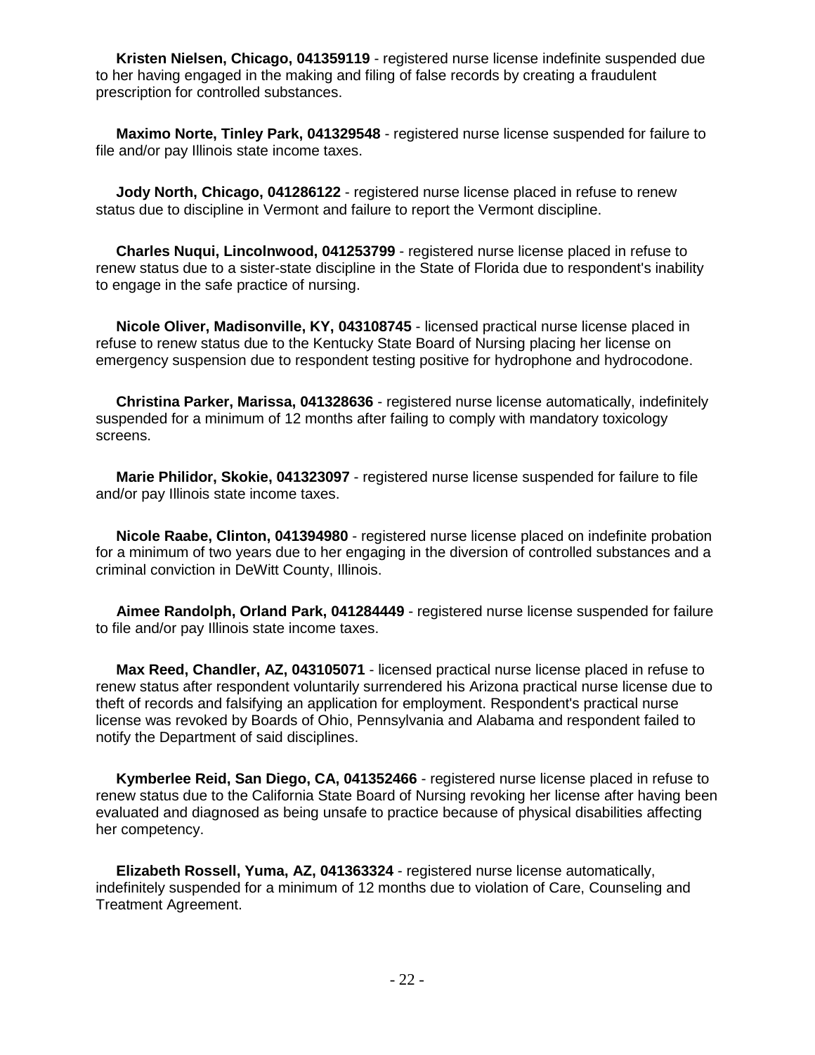**Kristen Nielsen, Chicago, 041359119** - registered nurse license indefinite suspended due to her having engaged in the making and filing of false records by creating a fraudulent prescription for controlled substances.

**Maximo Norte, Tinley Park, 041329548** - registered nurse license suspended for failure to file and/or pay Illinois state income taxes.

**Jody North, Chicago, 041286122** - registered nurse license placed in refuse to renew status due to discipline in Vermont and failure to report the Vermont discipline.

**Charles Nuqui, Lincolnwood, 041253799** - registered nurse license placed in refuse to renew status due to a sister-state discipline in the State of Florida due to respondent's inability to engage in the safe practice of nursing.

**Nicole Oliver, Madisonville, KY, 043108745** - licensed practical nurse license placed in refuse to renew status due to the Kentucky State Board of Nursing placing her license on emergency suspension due to respondent testing positive for hydrophone and hydrocodone.

**Christina Parker, Marissa, 041328636** - registered nurse license automatically, indefinitely suspended for a minimum of 12 months after failing to comply with mandatory toxicology screens.

**Marie Philidor, Skokie, 041323097** - registered nurse license suspended for failure to file and/or pay Illinois state income taxes.

**Nicole Raabe, Clinton, 041394980** - registered nurse license placed on indefinite probation for a minimum of two years due to her engaging in the diversion of controlled substances and a criminal conviction in DeWitt County, Illinois.

**Aimee Randolph, Orland Park, 041284449** - registered nurse license suspended for failure to file and/or pay Illinois state income taxes.

**Max Reed, Chandler, AZ, 043105071** - licensed practical nurse license placed in refuse to renew status after respondent voluntarily surrendered his Arizona practical nurse license due to theft of records and falsifying an application for employment. Respondent's practical nurse license was revoked by Boards of Ohio, Pennsylvania and Alabama and respondent failed to notify the Department of said disciplines.

**Kymberlee Reid, San Diego, CA, 041352466** - registered nurse license placed in refuse to renew status due to the California State Board of Nursing revoking her license after having been evaluated and diagnosed as being unsafe to practice because of physical disabilities affecting her competency.

**Elizabeth Rossell, Yuma, AZ, 041363324** - registered nurse license automatically, indefinitely suspended for a minimum of 12 months due to violation of Care, Counseling and Treatment Agreement.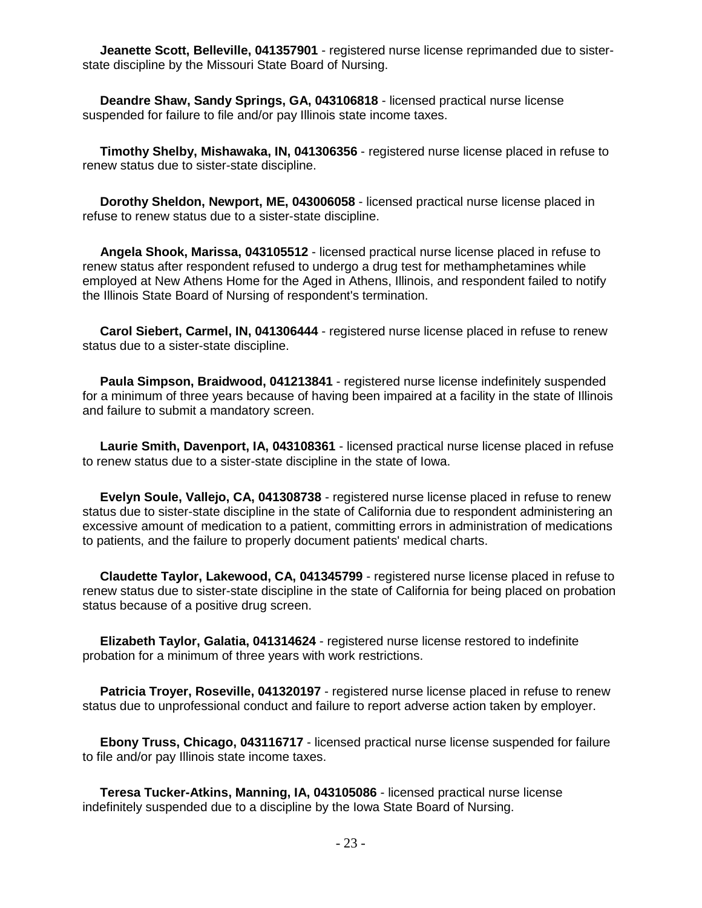**Jeanette Scott, Belleville, 041357901** - registered nurse license reprimanded due to sister-state discipline by the Missouri State Board of Nursing.

**Deandre Shaw, Sandy Springs, GA, 043106818** - licensed practical nurse license suspended for failure to file and/or pay Illinois state income taxes.

**Timothy Shelby, Mishawaka, IN, 041306356** - registered nurse license placed in refuse to renew status due to sister-state discipline.

**Dorothy Sheldon, Newport, ME, 043006058** - licensed practical nurse license placed in refuse to renew status due to a sister-state discipline.

**Angela Shook, Marissa, 043105512** - licensed practical nurse license placed in refuse to renew status after respondent refused to undergo a drug test for methamphetamines while employed at New Athens Home for the Aged in Athens, Illinois, and respondent failed to notify the Illinois State Board of Nursing of respondent's termination.

**Carol Siebert, Carmel, IN, 041306444** - registered nurse license placed in refuse to renew status due to a sister-state discipline.

**Paula Simpson, Braidwood, 041213841** - registered nurse license indefinitely suspended for a minimum of three years because of having been impaired at a facility in the state of Illinois and failure to submit a mandatory screen.

**Laurie Smith, Davenport, IA, 043108361** - licensed practical nurse license placed in refuse to renew status due to a sister-state discipline in the state of Iowa.

**Evelyn Soule, Vallejo, CA, 041308738** - registered nurse license placed in refuse to renew status due to sister-state discipline in the state of California due to respondent administering an excessive amount of medication to a patient, committing errors in administration of medications to patients, and the failure to properly document patients' medical charts.

**Claudette Taylor, Lakewood, CA, 041345799** - registered nurse license placed in refuse to renew status due to sister-state discipline in the state of California for being placed on probation status because of a positive drug screen.

**Elizabeth Taylor, Galatia, 041314624** - registered nurse license restored to indefinite probation for a minimum of three years with work restrictions.

**Patricia Troyer, Roseville, 041320197** - registered nurse license placed in refuse to renew status due to unprofessional conduct and failure to report adverse action taken by employer.

**Ebony Truss, Chicago, 043116717** - licensed practical nurse license suspended for failure to file and/or pay Illinois state income taxes.

**Teresa Tucker-Atkins, Manning, IA, 043105086** - licensed practical nurse license indefinitely suspended due to a discipline by the Iowa State Board of Nursing.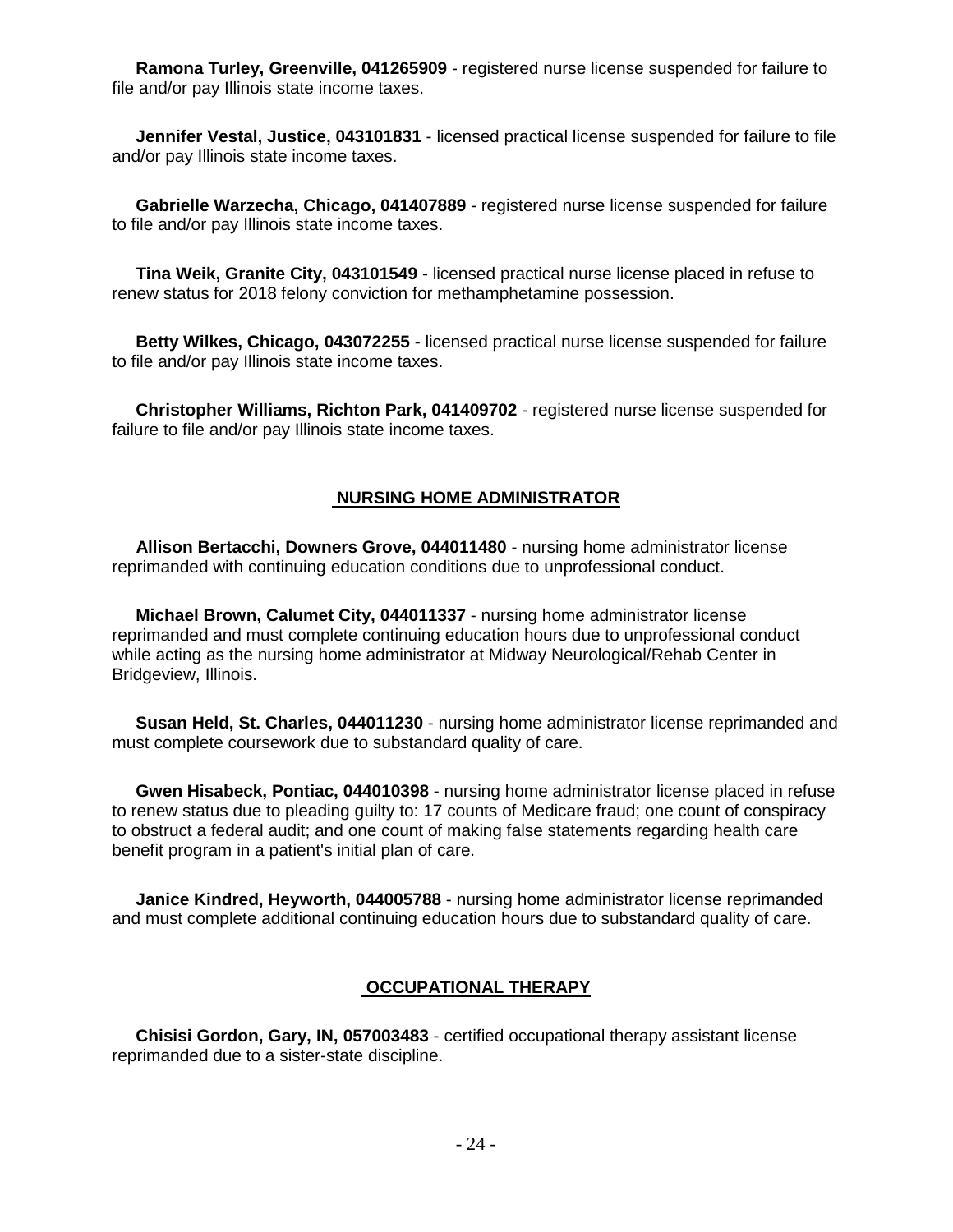**Ramona Turley, Greenville, 041265909** - registered nurse license suspended for failure to file and/or pay Illinois state income taxes.

**Jennifer Vestal, Justice, 043101831** - licensed practical license suspended for failure to file and/or pay Illinois state income taxes.

**Gabrielle Warzecha, Chicago, 041407889** - registered nurse license suspended for failure to file and/or pay Illinois state income taxes.

**Tina Weik, Granite City, 043101549** - licensed practical nurse license placed in refuse to renew status for 2018 felony conviction for methamphetamine possession.

**Betty Wilkes, Chicago, 043072255** - licensed practical nurse license suspended for failure to file and/or pay Illinois state income taxes.

**Christopher Williams, Richton Park, 041409702** - registered nurse license suspended for failure to file and/or pay Illinois state income taxes.

## NURSING HOME ADMINISTRATOR

**Allison Bertacchi, Downers Grove, 044011480** - nursing home administrator license reprimanded with continuing education conditions due to unprofessional conduct.

**Michael Brown, Calumet City, 044011337** - nursing home administrator license reprimanded and must complete continuing education hours due to unprofessional conduct while acting as the nursing home administrator at Midway Neurological/Rehab Center in Bridgeview, Illinois.

**Susan Held, St. Charles, 044011230** - nursing home administrator license reprimanded and must complete coursework due to substandard quality of care.

**Gwen Hisabeck, Pontiac, 044010398** - nursing home administrator license placed in refuse to renew status due to pleading guilty to: 17 counts of Medicare fraud; one count of conspiracy to obstruct a federal audit; and one count of making false statements regarding health care benefit program in a patient's initial plan of care.

**Janice Kindred, Heyworth, 044005788** - nursing home administrator license reprimanded and must complete additional continuing education hours due to substandard quality of care.

## OCCUPATIONAL THERAPY

**Chisisi Gordon, Gary, IN, 057003483** - certified occupational therapy assistant license reprimanded due to a sister-state discipline.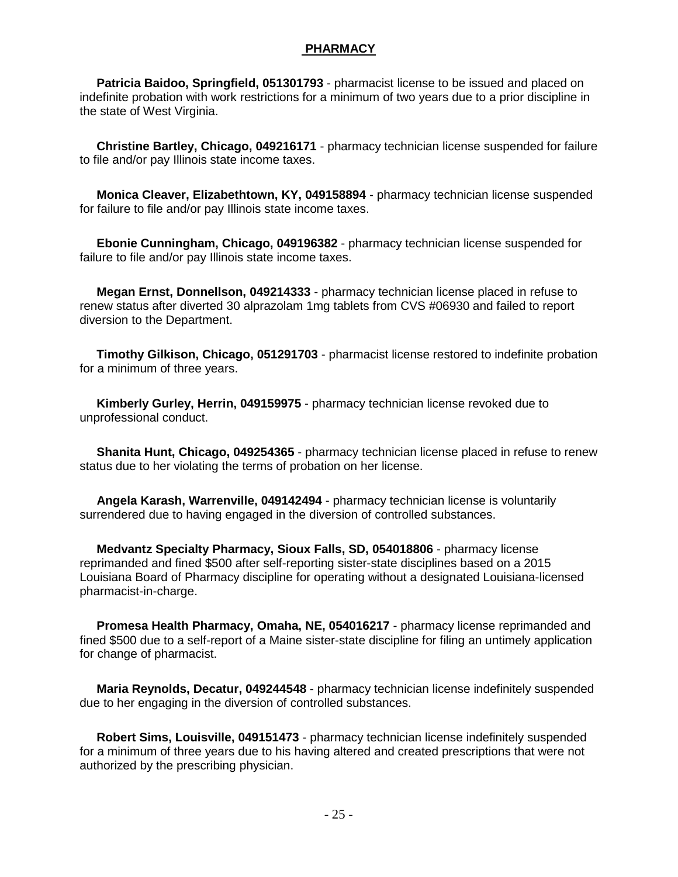## PHARMACY

**Patricia Baidoo, Springfield, 051301793** - pharmacist license to be issued and placed on indefinite probation with work restrictions for a minimum of two years due to a prior discipline in the state of West Virginia.

**Christine Bartley, Chicago, 049216171** - pharmacy technician license suspended for failure to file and/or pay Illinois state income taxes.

**Monica Cleaver, Elizabethtown, KY, 049158894** - pharmacy technician license suspended for failure to file and/or pay Illinois state income taxes.

**Ebonie Cunningham, Chicago, 049196382** - pharmacy technician license suspended for failure to file and/or pay Illinois state income taxes.

**Megan Ernst, Donnellson, 049214333** - pharmacy technician license placed in refuse to renew status after diverted 30 alprazolam 1mg tablets from CVS #06930 and failed to report diversion to the Department.

**Timothy Gilkison, Chicago, 051291703** - pharmacist license restored to indefinite probation for a minimum of three years.

**Kimberly Gurley, Herrin, 049159975** - pharmacy technician license revoked due to unprofessional conduct.

**Shanita Hunt, Chicago, 049254365** - pharmacy technician license placed in refuse to renew status due to her violating the terms of probation on her license.

**Angela Karash, Warrenville, 049142494** - pharmacy technician license is voluntarily surrendered due to having engaged in the diversion of controlled substances.

**Medvantz Specialty Pharmacy, Sioux Falls, SD, 054018806** - pharmacy license reprimanded and fined $500 after self-reporting sister-state disciplines based on a 2015 Louisiana Board of Pharmacy discipline for operating without a designated Louisiana-licensed pharmacist-in-charge.

**Promesa Health Pharmacy, Omaha, NE, 054016217** - pharmacy license reprimanded and fined $500 due to a self-report of a Maine sister-state discipline for filing an untimely application for change of pharmacist.

**Maria Reynolds, Decatur, 049244548** - pharmacy technician license indefinitely suspended due to her engaging in the diversion of controlled substances.

**Robert Sims, Louisville, 049151473** - pharmacy technician license indefinitely suspended for a minimum of three years due to his having altered and created prescriptions that were not authorized by the prescribing physician.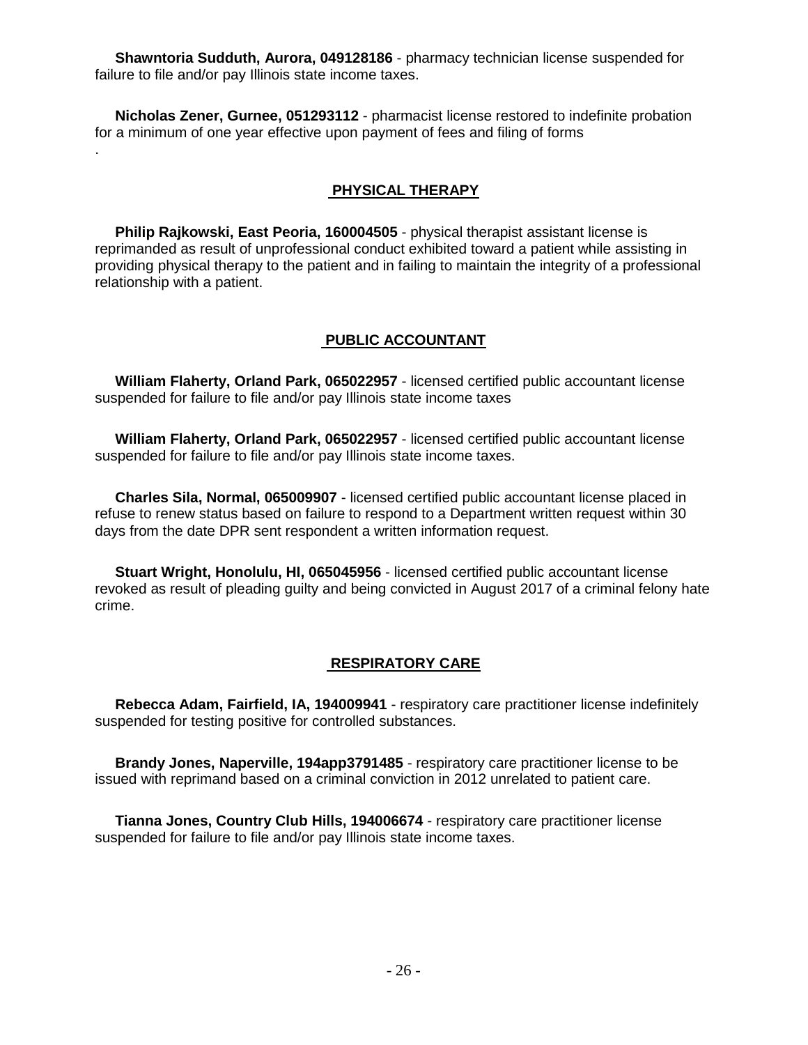**Shawntoria Sudduth, Aurora, 049128186** - pharmacy technician license suspended for failure to file and/or pay Illinois state income taxes.

**Nicholas Zener, Gurnee, 051293112** - pharmacist license restored to indefinite probation for a minimum of one year effective upon payment of fees and filing of forms
.

## PHYSICAL THERAPY

**Philip Rajkowski, East Peoria, 160004505** - physical therapist assistant license is reprimanded as result of unprofessional conduct exhibited toward a patient while assisting in providing physical therapy to the patient and in failing to maintain the integrity of a professional relationship with a patient.

## PUBLIC ACCOUNTANT

**William Flaherty, Orland Park, 065022957** - licensed certified public accountant license suspended for failure to file and/or pay Illinois state income taxes

**William Flaherty, Orland Park, 065022957** - licensed certified public accountant license suspended for failure to file and/or pay Illinois state income taxes.

**Charles Sila, Normal, 065009907** - licensed certified public accountant license placed in refuse to renew status based on failure to respond to a Department written request within 30 days from the date DPR sent respondent a written information request.

**Stuart Wright, Honolulu, HI, 065045956** - licensed certified public accountant license revoked as result of pleading guilty and being convicted in August 2017 of a criminal felony hate crime.

## RESPIRATORY CARE

**Rebecca Adam, Fairfield, IA, 194009941** - respiratory care practitioner license indefinitely suspended for testing positive for controlled substances.

**Brandy Jones, Naperville, 194app3791485** - respiratory care practitioner license to be issued with reprimand based on a criminal conviction in 2012 unrelated to patient care.

**Tianna Jones, Country Club Hills, 194006674** - respiratory care practitioner license suspended for failure to file and/or pay Illinois state income taxes.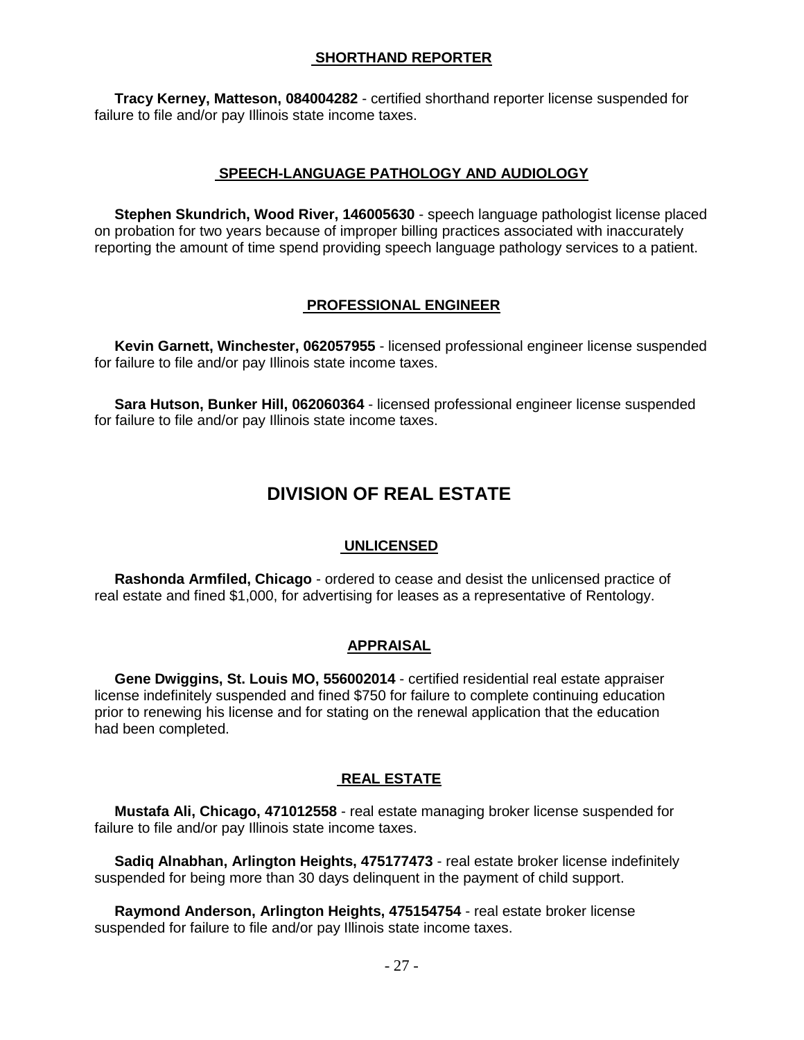### SHORTHAND REPORTER

**Tracy Kerney, Matteson, 084004282** - certified shorthand reporter license suspended for failure to file and/or pay Illinois state income taxes.

### SPEECH-LANGUAGE PATHOLOGY AND AUDIOLOGY

**Stephen Skundrich, Wood River, 146005630** - speech language pathologist license placed on probation for two years because of improper billing practices associated with inaccurately reporting the amount of time spend providing speech language pathology services to a patient.

### PROFESSIONAL ENGINEER

**Kevin Garnett, Winchester, 062057955** - licensed professional engineer license suspended for failure to file and/or pay Illinois state income taxes.

**Sara Hutson, Bunker Hill, 062060364** - licensed professional engineer license suspended for failure to file and/or pay Illinois state income taxes.

## DIVISION OF REAL ESTATE

### UNLICENSED

**Rashonda Armfiled, Chicago** - ordered to cease and desist the unlicensed practice of real estate and fined $1,000, for advertising for leases as a representative of Rentology.

### APPRAISAL

**Gene Dwiggins, St. Louis MO, 556002014** - certified residential real estate appraiser license indefinitely suspended and fined $750 for failure to complete continuing education prior to renewing his license and for stating on the renewal application that the education had been completed.

### REAL ESTATE

**Mustafa Ali, Chicago, 471012558** - real estate managing broker license suspended for failure to file and/or pay Illinois state income taxes.

**Sadiq Alnabhan, Arlington Heights, 475177473** - real estate broker license indefinitely suspended for being more than 30 days delinquent in the payment of child support.

**Raymond Anderson, Arlington Heights, 475154754** - real estate broker license suspended for failure to file and/or pay Illinois state income taxes.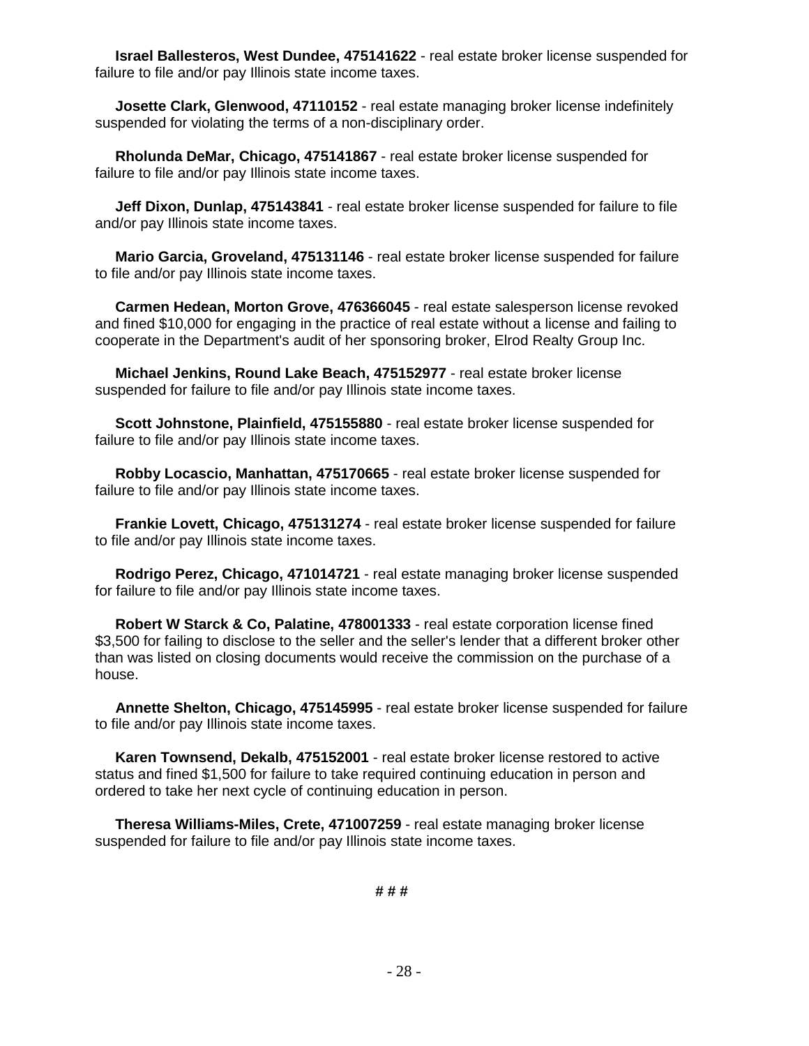**Israel Ballesteros, West Dundee, 475141622** - real estate broker license suspended for failure to file and/or pay Illinois state income taxes.

**Josette Clark, Glenwood, 47110152** - real estate managing broker license indefinitely suspended for violating the terms of a non-disciplinary order.

**Rholunda DeMar, Chicago, 475141867** - real estate broker license suspended for failure to file and/or pay Illinois state income taxes.

**Jeff Dixon, Dunlap, 475143841** - real estate broker license suspended for failure to file and/or pay Illinois state income taxes.

**Mario Garcia, Groveland, 475131146** - real estate broker license suspended for failure to file and/or pay Illinois state income taxes.

**Carmen Hedean, Morton Grove, 476366045** - real estate salesperson license revoked and fined $10,000 for engaging in the practice of real estate without a license and failing to cooperate in the Department's audit of her sponsoring broker, Elrod Realty Group Inc.

**Michael Jenkins, Round Lake Beach, 475152977** - real estate broker license suspended for failure to file and/or pay Illinois state income taxes.

**Scott Johnstone, Plainfield, 475155880** - real estate broker license suspended for failure to file and/or pay Illinois state income taxes.

**Robby Locascio, Manhattan, 475170665** - real estate broker license suspended for failure to file and/or pay Illinois state income taxes.

**Frankie Lovett, Chicago, 475131274** - real estate broker license suspended for failure to file and/or pay Illinois state income taxes.

**Rodrigo Perez, Chicago, 471014721** - real estate managing broker license suspended for failure to file and/or pay Illinois state income taxes.

**Robert W Starck & Co, Palatine, 478001333** - real estate corporation license fined $3,500 for failing to disclose to the seller and the seller's lender that a different broker other than was listed on closing documents would receive the commission on the purchase of a house.

**Annette Shelton, Chicago, 475145995** - real estate broker license suspended for failure to file and/or pay Illinois state income taxes.

**Karen Townsend, Dekalb, 475152001** - real estate broker license restored to active status and fined $1,500 for failure to take required continuing education in person and ordered to take her next cycle of continuing education in person.

**Theresa Williams-Miles, Crete, 471007259** - real estate managing broker license suspended for failure to file and/or pay Illinois state income taxes.

# # #